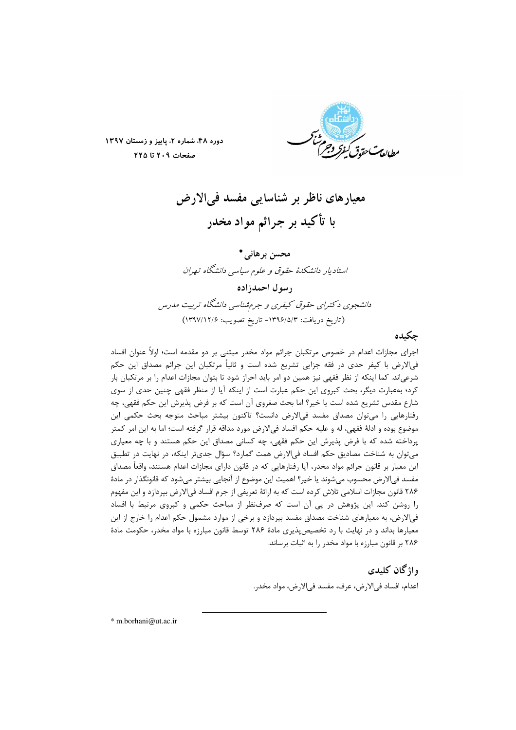# معیارهای ناظر بر شناسایی مفسد فی‌الارض با تأکید بر جرائم مواد مخدر

**محسن برهانی***

*استادیار دانشکدهٔ حقوق و علوم سیاسی دانشگاه تهران*

**رسول احمدزاده**

*دانشجوی دکترای حقوق کیفری و جرم‌شناسی دانشگاه تربیت مدرس*

(تاریخ دریافت: ۱۳۹۶/۵/۳- تاریخ تصویب: ۱۳۹۷/۱۲/۶)

## چکیده

اجرای مجازات اعدام در خصوص مرتکبان جرائم مواد مخدر مبتنی بر دو مقدمه است؛ اولاً عنوان افساد فی‌الارض با کیفر حدی در فقه جزایی تشریع شده است و ثانیاً مرتکبان این جرائم مصداق این حکم شرعی‌اند. کما اینکه از نظر فقهی نیز همین دو امر باید احراز شود تا بتوان مجازات اعدام را بر مرتکبان بار کرد؛ به‌عبارت دیگر، بحث کبروی این حکم عبارت است از اینکه آیا از منظر فقهی چنین حدی از سوی شارع مقدس تشریع شده است یا خیر؟ اما بحث صغروی آن است که بر فرض پذیرش این حکم فقهی، چه رفتارهایی را می‌توان مصداق مفسد فی‌الارض دانست؟ تاکنون بیشتر مباحث متوجه بحث حکمی این موضوع بوده و ادلهٔ فقهی، له و علیه حکم افساد فی‌الارض مورد مداقه قرار گرفته است؛ اما به این امر کمتر پرداخته شده که با فرض پذیرش این حکم فقهی، چه کسانی مصداق این حکم هستند و با چه معیاری می‌توان به شناخت مصادیق حکم افساد فی‌الارض همت گمارد؟ سؤال جدی‌تر اینکه، در نهایت در تطبیق این معیار بر قانون جرائم مواد مخدر، آیا رفتارهایی که در قانون دارای مجازات اعدام هستند، واقعاً مصداق مفسد فی‌الارض محسوب می‌شوند یا خیر؟ اهمیت این موضوع از آنجایی بیشتر می‌شود که قانونگذار در مادهٔ ۲۸۶ قانون مجازات اسلامی تلاش کرده است که به ارائهٔ تعریفی از جرم افساد فی‌الارض بپردازد و این مفهوم را روشن کند. این پژوهش در پی آن است که صرف‌نظر از مباحث حکمی و کبروی مرتبط با افساد فی‌الارض، به معیارهای شناخت مصداق مفسد بپردازد و برخی از موارد مشمول حکم اعدام را خارج از این معیارها بداند و در نهایت با رد تخصیص‌پذیری مادهٔ ۲۸۶ توسط قانون مبارزه با مواد مخدر، حکومت مادهٔ ۲۸۶ بر قانون مبارزه با مواد مخدر را به اثبات برساند.

## واژگان کلیدی

اعدام، افساد فی‌الارض، عرف، مفسد فی‌الارض، مواد مخدر.

---

* m.borhani@ut.ac.ir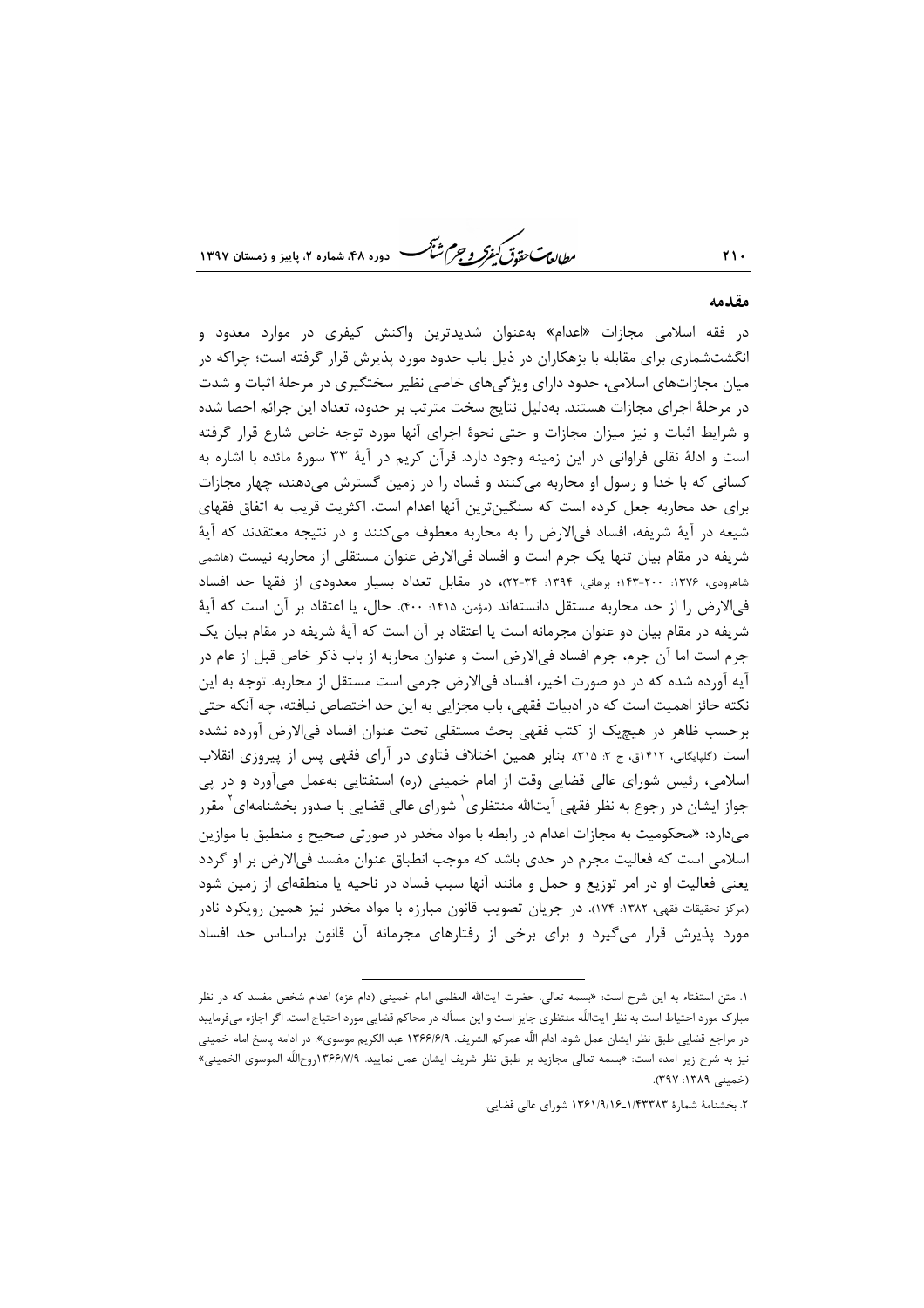## مقدمه

در فقه اسلامی مجازات «اعدام» به‌عنوان شدیدترین واکنش کیفری در موارد معدود و انگشت‌شماری برای مقابله با بزهکاران در ذیل باب حدود مورد پذیرش قرار گرفته است؛ چراکه در میان مجازات‌های اسلامی، حدود دارای ویژگی‌های خاصی نظیر سختگیری در مرحلهٔ اثبات و شدت در مرحلهٔ اجرای مجازات هستند. به‌دلیل نتایج سخت مترتب بر حدود، تعداد این جرائم احصا شده و شرایط اثبات و نیز میزان مجازات و حتی نحوهٔ اجرای آنها مورد توجه خاص شارع قرار گرفته است و ادلهٔ نقلی فراوانی در این زمینه وجود دارد. قرآن کریم در آیهٔ ۳۳ سورهٔ مائده با اشاره به کسانی که با خدا و رسول او محاربه می‌کنند و فساد را در زمین گسترش می‌دهند، چهار مجازات برای حد محاربه جعل کرده است که سنگین‌ترین آنها اعدام است. اکثریت قریب به اتفاق فقهای شیعه در آیهٔ شریفه، افساد فی‌الارض را به محاربه معطوف می‌کنند و در نتیجه معتقدند که آیهٔ شریفه در مقام بیان تنها یک جرم است و افساد فی‌الارض عنوان مستقلی از محاربه نیست (هاشمی شاهرودی، ۱۳۷۶: ۲۰۰-۱۴۳؛ برهانی، ۱۳۹۴: ۳۴-۲۲)، در مقابل تعداد بسیار معدودی از فقها حد افساد فی‌الارض را از حد محاربه مستقل دانسته‌اند (مؤمن، ۱۴۱۵: ۴۰۰). حال، یا اعتقاد بر آن است که آیهٔ شریفه در مقام بیان دو عنوان مجرمانه است یا اعتقاد بر آن است که آیهٔ شریفه در مقام بیان یک جرم است اما آن جرم، جرم افساد فی‌الارض است و عنوان محاربه از باب ذکر خاص قبل از عام در آیه آورده شده که در دو صورت اخیر، افساد فی‌الارض جرمی است مستقل از محاربه. توجه به این نکته حائز اهمیت است که در ادبیات فقهی، باب مجزایی به این حد اختصاص نیافته، چه آنکه حتی برحسب ظاهر در هیچ‌یک از کتب فقهی بحث مستقلی تحت عنوان افساد فی‌الارض آورده نشده است (گلپایگانی، ۱۴۱۲ق، ج ۳: ۳۱۵). بنابر همین اختلاف فتاوی در آرای فقهی پس از پیروزی انقلاب اسلامی، رئیس شورای عالی قضایی وقت از امام خمینی (ره) استفتایی به‌عمل می‌آورد و در پی جواز ایشان در رجوع به نظر فقهی آیت‌الله منتظری[1] شورای عالی قضایی با صدور بخشنامه‌ای[2] مقرر می‌دارد: «محکومیت به مجازات اعدام در رابطه با مواد مخدر در صورتی صحیح و منطبق با موازین اسلامی است که فعالیت مجرم در حدی باشد که موجب انطباق عنوان مفسد فی‌الارض بر او گردد یعنی فعالیت او در امر توزیع و حمل و مانند آنها سبب فساد در ناحیه یا منطقه‌ای از زمین شود (مرکز تحقیقات فقهی، ۱۳۸۲: ۱۷۴). در جریان تصویب قانون مبارزه با مواد مخدر نیز همین رویکرد نادر مورد پذیرش قرار می‌گیرد و برای برخی از رفتارهای مجرمانه آن قانون براساس حد افساد

---

۱. متن استفتاء به این شرح است: «بسمه تعالی. حضرت آیت‌الله العظمی امام خمینی (دام عزه) اعدام شخص مفسد که در نظر مبارک مورد احتیاط است به نظر آیت‌اللّه منتظری جایز است و این مسأله در محاکم قضایی مورد احتیاج است. اگر اجازه می‌فرمایید در مراجع قضایی طبق نظر ایشان عمل شود. ادام اللّه عمرکم الشریف. ۱۳۶۶/۶/۹ عبد الکریم موسوی». در ادامه پاسخ امام خمینی نیز به شرح زیر آمده است: «بسمه تعالی مجازید بر طبق نظر شریف ایشان عمل نمایید. ۱۳۶۶/۷/۹روح‌اللّه الموسوی الخمینی» (خمینی ۱۳۸۹: ۳۹۷).

۲. بخشنامهٔ شمارهٔ ۱/۴۳۳۸۳_۱۳۶۱/۹/۱۶ شورای عالی قضایی.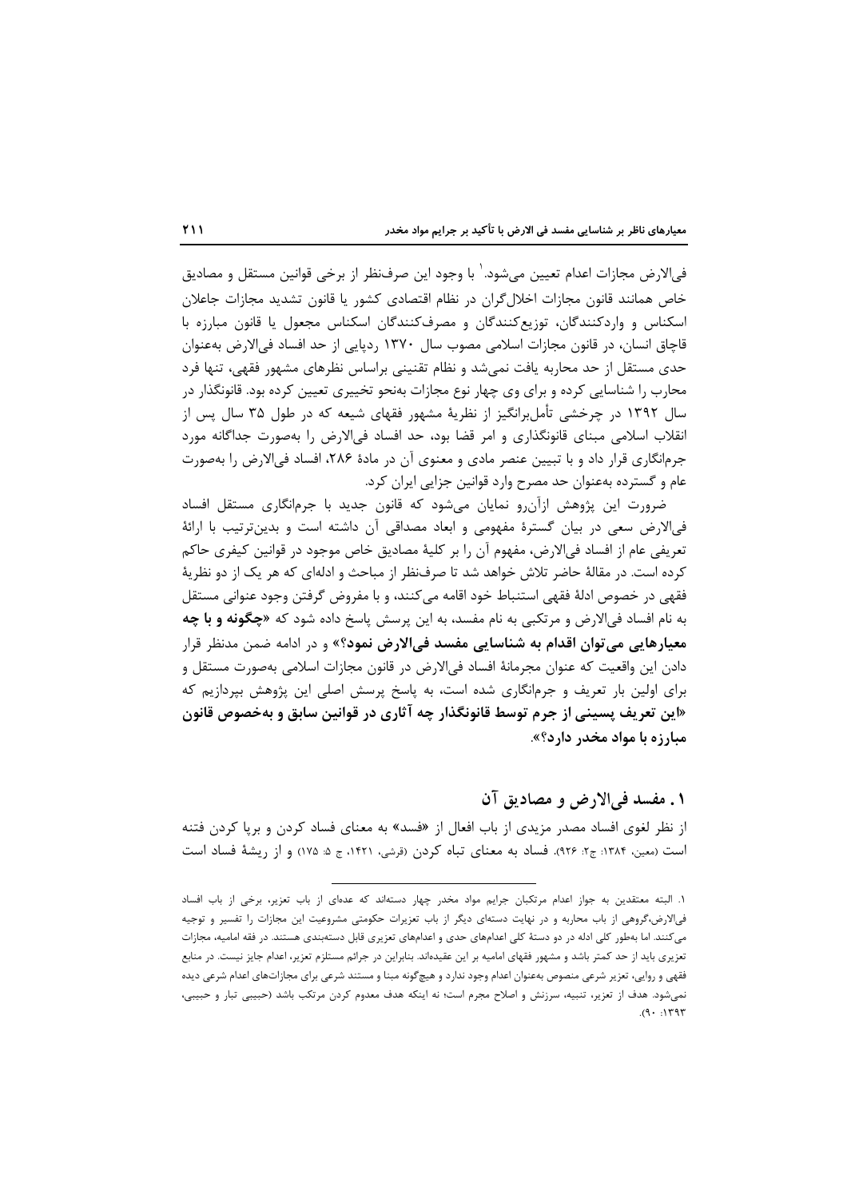فی‌الارض مجازات اعدام تعیین می‌شود.[1] با وجود این صرف‌نظر از برخی قوانین مستقل و مصادیق خاص همانند قانون مجازات اخلال‌گران در نظام اقتصادی کشور یا قانون تشدید مجازات جاعلان اسکناس و واردکنندگان، توزیع‌کنندگان و مصرف‌کنندگان اسکناس مجعول یا قانون مبارزه با قاچاق انسان، در قانون مجازات اسلامی مصوب سال ۱۳۷۰ ردپایی از حد افساد فی‌الارض به‌عنوان حدی مستقل از حد محاربه یافت نمی‌شد و نظام تقنینی براساس نظرهای مشهور فقهی، تنها فرد محارب را شناسایی کرده و برای وی چهار نوع مجازات به‌نحو تخییری تعیین کرده بود. قانونگذار در سال ۱۳۹۲ در چرخشی تأمل‌برانگیز از نظریهٔ مشهور فقهای شیعه که در طول ۳۵ سال پس از انقلاب اسلامی مبنای قانونگذاری و امر قضا بود، حد افساد فی‌الارض را به‌صورت جداگانه مورد جرم‌انگاری قرار داد و با تبیین عنصر مادی و معنوی آن در مادهٔ ۲۸۶، افساد فی‌الارض را به‌صورت عام و گسترده به‌عنوان حد مصرح وارد قوانین جزایی ایران کرد.

ضرورت این پژوهش ازآن‌رو نمایان می‌شود که قانون جدید با جرم‌انگاری مستقل افساد فی‌الارض سعی در بیان گسترهٔ مفهومی و ابعاد مصداقی آن داشته است و بدین‌ترتیب با ارائهٔ تعریفی عام از افساد فی‌الارض، مفهوم آن را بر کلیهٔ مصادیق خاص موجود در قوانین کیفری حاکم کرده است. در مقالهٔ حاضر تلاش خواهد شد تا صرف‌نظر از مباحث و ادله‌ای که هر یک از دو نظریهٔ فقهی در خصوص ادلهٔ فقهی استنباط خود اقامه می‌کنند، و با مفروض گرفتن وجود عنوانی مستقل به نام افساد فی‌الارض و مرتکبی به نام مفسد، به این پرسش پاسخ داده شود که «**چگونه و با چه معیارهایی می‌توان اقدام به شناسایی مفسد فی‌الارض نمود؟**» و در ادامه ضمن مدنظر قرار دادن این واقعیت که عنوان مجرمانهٔ افساد فی‌الارض در قانون مجازات اسلامی به‌صورت مستقل و برای اولین بار تعریف و جرم‌انگاری شده است، به پاسخ پرسش اصلی این پژوهش بپردازیم که «**این تعریف پسینی از جرم توسط قانونگذار چه آثاری در قوانین سابق و به‌خصوص قانون مبارزه با مواد مخدر دارد؟**».

## ۱. مفسد فی‌الارض و مصادیق آن

از نظر لغوی افساد مصدر مزیدی از باب افعال از «فسد» به معنای فساد کردن و برپا کردن فتنه است (معین، ۱۳۸۴: ج۲: ۹۲۶). فساد به معنای تباه کردن (قرشی، ۱۴۲۱، ج ۵: ۱۷۵) و از ریشهٔ فساد است

---

[1] البته معتقدین به جواز اعدام مرتکبان جرایم مواد مخدر چهار دسته‌اند که عده‌ای از باب تعزیر، برخی از باب افساد فی‌الارض،گروهی از باب محاربه و در نهایت دسته‌ای دیگر از باب تعزیرات حکومتی مشروعیت این مجازات را تفسیر و توجیه می‌کنند. اما به‌طور کلی ادله در دو دستهٔ کلی اعدام‌های حدی و اعدام‌های تعزیری قابل دسته‌بندی هستند. در فقه امامیه، مجازات تعزیری باید از حد کمتر باشد و مشهور فقهای امامیه بر این عقیده‌اند. بنابراین در جرائم مستلزم تعزیر، اعدام جایز نیست. در منابع فقهی و روایی، تعزیر شرعی منصوص به‌عنوان اعدام وجود ندارد و هیچ‌گونه مبنا و مستند شرعی برای مجازات‌های اعدام شرعی دیده نمی‌شود. هدف از تعزیر، تنبیه، سرزنش و اصلاح مجرم است؛ نه اینکه هدف معدوم کردن مرتکب باشد (حبیبی تبار و حبیبی، ۱۳۹۳: ۹۰).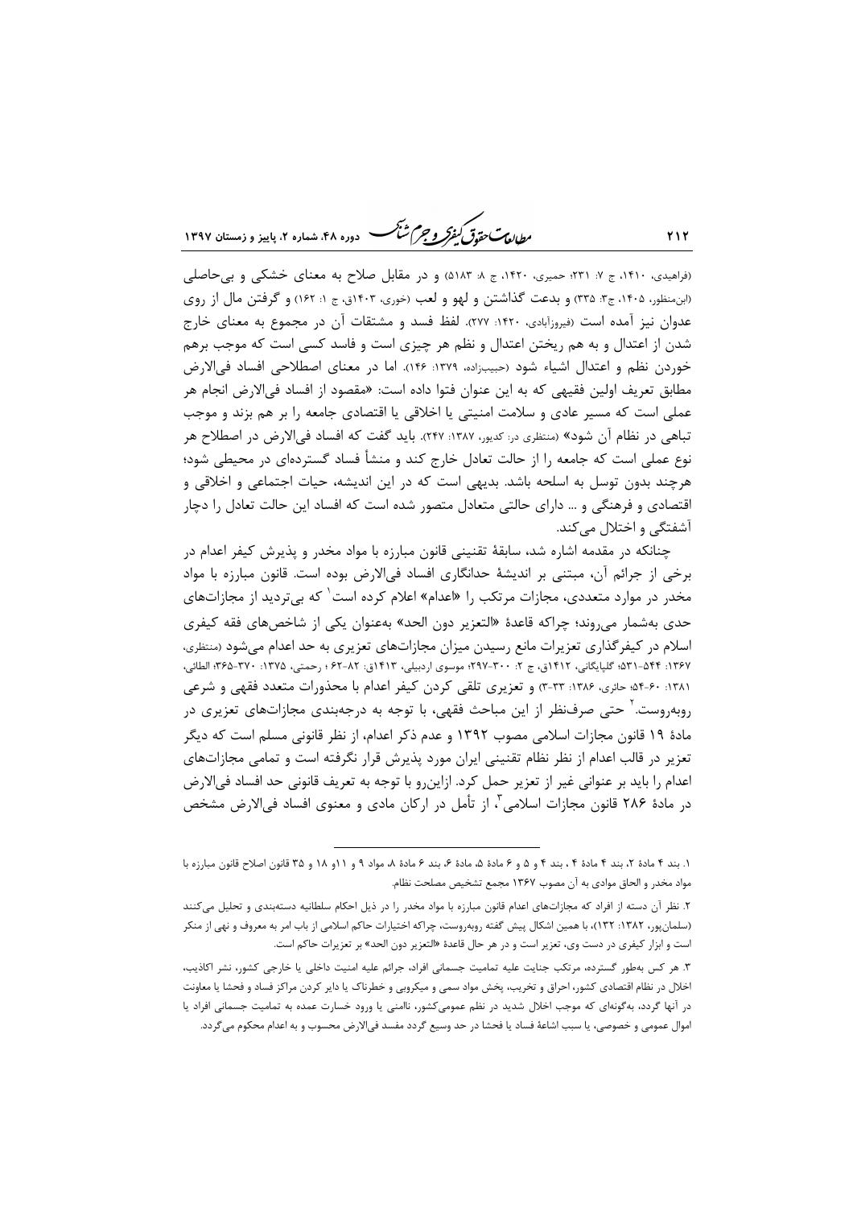(فراهیدی، ۱۴۱۰، ج ۷: ۲۳۱؛ حمیری، ۱۴۲۰، ج ۸: ۵۱۸۳) و در مقابل صلاح به معنای خشکی و بی‌حاصلی (ابن‌منظور، ۱۴۰۵، ج۳: ۳۳۵) و بدعت گذاشتن و لهو و لعب (خوری، ۱۴۰۳ق، ج ۱: ۱۶۲) و گرفتن مال از روی عدوان نیز آمده است (فیروزآبادی، ۱۴۲۰: ۲۷۷). لفظ فسد و مشتقات آن در مجموع به معنای خارج شدن از اعتدال و به هم ریختن اعتدال و نظم هر چیزی است و فاسد کسی است که موجب برهم خوردن نظم و اعتدال اشیاء شود (حبیب‌زاده، ۱۳۷۹: ۱۴۶). اما در معنای اصطلاحی افساد فی‌الارض مطابق تعریف اولین فقیهی که به این عنوان فتوا داده است: «مقصود از افساد فی‌الارض انجام هر عملی است که مسیر عادی و سلامت امنیتی یا اخلاقی یا اقتصادی جامعه را بر هم بزند و موجب تباهی در نظام آن شود» (منتظری در: کدیور، ۱۳۸۷: ۲۴۷). باید گفت که افساد فی‌الارض در اصطلاح هر نوع عملی است که جامعه را از حالت تعادل خارج کند و منشأ فساد گسترده‌ای در محیطی شود؛ هرچند بدون توسل به اسلحه باشد. بدیهی است که در این اندیشه، حیات اجتماعی و اخلاقی و اقتصادی و فرهنگی و ... دارای حالتی متعادل متصور شده است که افساد این حالت تعادل را دچار آشفتگی و اختلال می‌کند.

چنانکه در مقدمه اشاره شد، سابقهٔ تقنینی قانون مبارزه با مواد مخدر و پذیرش کیفر اعدام در برخی از جرائم آن، مبتنی بر اندیشهٔ حدانگاری افساد فی‌الارض بوده است. قانون مبارزه با مواد مخدر در موارد متعددی، مجازات مرتکب را «اعدام» اعلام کرده است[1] که بی‌تردید از مجازات‌های حدی به‌شمار می‌روند؛ چراکه قاعدهٔ «التعزیر دون الحد» به‌عنوان یکی از شاخص‌های فقه کیفری اسلام در کیفرگذاری تعزیرات مانع رسیدن میزان مجازات‌های تعزیری به حد اعدام می‌شود (منتظری، ۱۳۶۷: ۵۴۴-۵۳۱؛ گلپایگانی، ۱۴۱۲ق، ج ۲: ۳۰۰-۲۹۷؛ موسوی اردبیلی، ۱۴۱۳ق: ۸۲-۶۲ ؛ رحمتی، ۱۳۷۵: ۳۷۰-۳۶۵؛ الطائی، ۱۳۸۱: ۶۰-۵۴؛ حائری، ۱۳۸۶: ۳۳-۳) و تعزیری تلقی کردن کیفر اعدام با محذورات متعدد فقهی و شرعی روبه‌روست.[2] حتی صرف‌نظر از این مباحث فقهی، با توجه به درجه‌بندی مجازات‌های تعزیری در مادهٔ ۱۹ قانون مجازات اسلامی مصوب ۱۳۹۲ و عدم ذکر اعدام، از نظر قانونی مسلم است که دیگر تعزیر در قالب اعدام از نظر نظام تقنینی ایران مورد پذیرش قرار نگرفته است و تمامی مجازات‌های اعدام را باید بر عنوانی غیر از تعزیر حمل کرد. ازاین‌رو با توجه به تعریف قانونی حد افساد فی‌الارض در مادهٔ ۲۸۶ قانون مجازات اسلامی[3]، از تأمل در ارکان مادی و معنوی افساد فی‌الارض مشخص

---

۱. بند ۴ مادهٔ ۲، بند ۴ مادهٔ ۴ ، بند ۴ و ۵ و ۶ مادهٔ ۵، مادهٔ ۶، بند ۶ مادهٔ ۸، مواد ۹ و ۱۱و ۱۸ و ۳۵ قانون اصلاح قانون مبارزه با مواد مخدر و الحاق موادی به آن مصوب ۱۳۶۷ مجمع تشخیص مصلحت نظام.

۲. نظر آن دسته از افراد که مجازات‌های اعدام قانون مبارزه با مواد مخدر را در ذیل احکام سلطانیه دسته‌بندی و تحلیل می‌کنند (سلمان‌پور، ۱۳۸۲: ۱۳۲)، با همین اشکال پیش گفته روبه‌روست، چراکه اختیارات حاکم اسلامی از باب امر به معروف و نهی از منکر است و ابزار کیفری در دست وی، تعزیر است و در هر حال قاعدهٔ «التعزیر دون الحد» بر تعزیرات حاکم حاکم است.

۳. هر کس به‌طور گسترده، مرتکب جنایت علیه تمامیت جسمانی افراد، جرائم علیه امنیت داخلی یا خارجی کشور، نشر اکاذیب، اخلال در نظام اقتصادی کشور، احراق و تخریب، پخش مواد سمی و میکروبی و خطرناک یا دایر کردن مراکز فساد و فحشا یا معاونت در آنها گردد، به‌گونه‌ای که موجب اخلال شدید در نظم عمومی‌کشور، ناامنی یا ورود خسارت عمده به تمامیت جسمانی افراد یا اموال عمومی و خصوصی، یا سبب اشاعهٔ فساد یا فحشا در حد وسیع گردد مفسد فی‌الارض محسوب و به اعدام محکوم می‌گردد.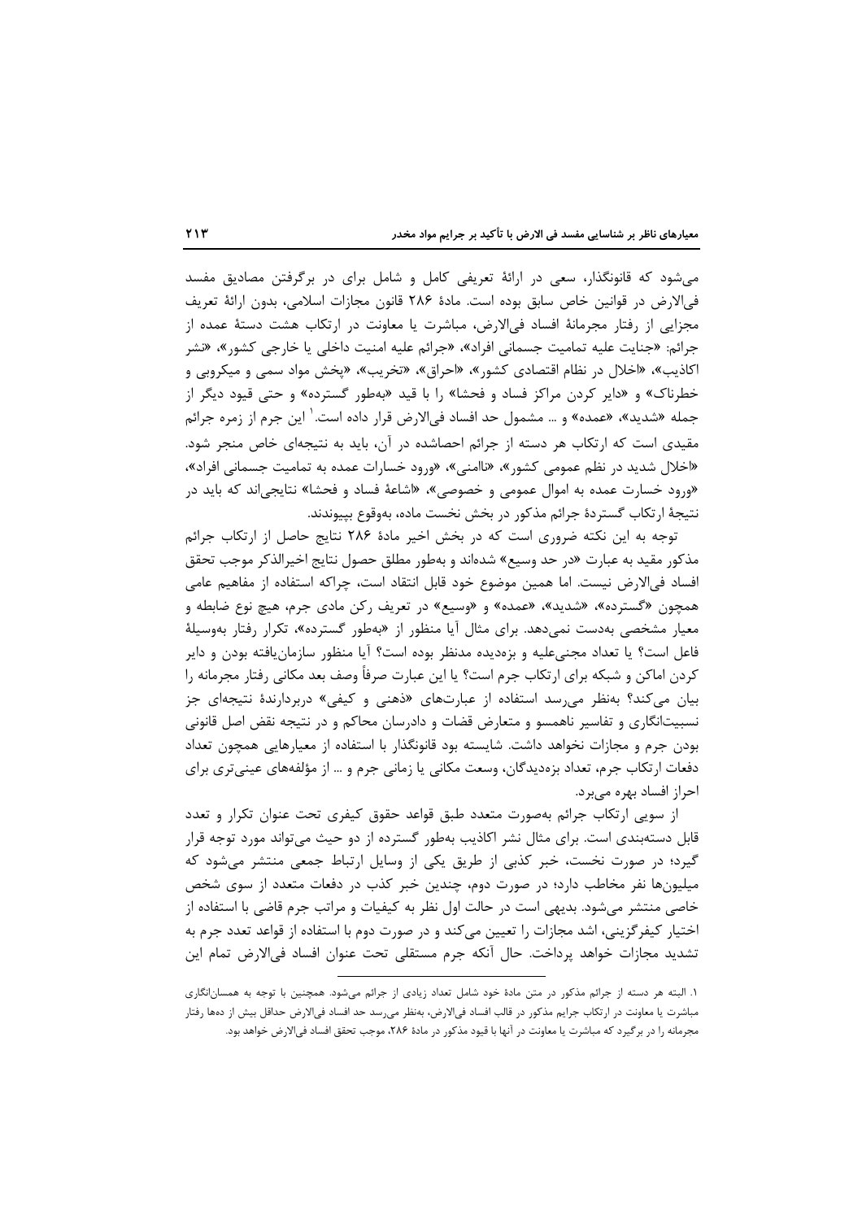می‌شود که قانونگذار، سعی در ارائهٔ تعریفی کامل و شامل برای در برگرفتن مصادیق مفسد فی‌الارض در قوانین خاص سابق بوده است. مادهٔ ۲۸۶ قانون مجازات اسلامی، بدون ارائهٔ تعریف مجزایی از رفتار مجرمانهٔ افساد فی‌الارض، مباشرت یا معاونت در ارتکاب هشت دستهٔ عمده از جرائم: «جنایت علیه تمامیت جسمانی افراد»، «جرائم علیه امنیت داخلی یا خارجی کشور»، «نشر اکاذیب»، «اخلال در نظام اقتصادی کشور»، «احراق»، «تخریب»، «پخش مواد سمی و میکروبی و خطرناک» و «دایر کردن مراکز فساد و فحشا» را با قید «به‌طور گسترده» و حتی قیود دیگر از جمله «شدید»، «عمده» و ... مشمول حد افساد فی‌الارض قرار داده است.[۱] این جرم از زمره جرائم مقیدی است که ارتکاب هر دسته از جرائم احصاشده در آن، باید به نتیجه‌ای خاص منجر شود. «اخلال شدید در نظم عمومی کشور»، «ناامنی»، «ورود خسارات عمده به تمامیت جسمانی افراد»، «ورود خسارت عمده به اموال عمومی و خصوصی»، «اشاعهٔ فساد و فحشا» نتایجی‌اند که باید در نتیجهٔ ارتکاب گستردهٔ جرائم مذکور در بخش نخست ماده، به‌وقوع بپیوندند.

توجه به این نکته ضروری است که در بخش اخیر مادهٔ ۲۸۶ نتایج حاصل از ارتکاب جرائم مذکور مقید به عبارت «در حد وسیع» شده‌اند و به‌طور مطلق حصول نتایج اخیرالذکر موجب تحقق افساد فی‌الارض نیست. اما همین موضوع خود قابل انتقاد است، چراکه استفاده از مفاهیم عامی همچون «گسترده»، «شدید»، «عمده» و «وسیع» در تعریف رکن مادی جرم، هیچ نوع ضابطه و معیار مشخصی به‌دست نمی‌دهد. برای مثال آیا منظور از «به‌طور گسترده»، تکرار رفتار به‌وسیلهٔ فاعل است؟ یا تعداد مجنی‌علیه و بزه‌دیده مدنظر بوده است؟ آیا منظور سازمان‌یافته بودن و دایر کردن اماکن و شبکه برای ارتکاب جرم است؟ یا این عبارت صرفاً وصف بعد مکانی رفتار مجرمانه را بیان می‌کند؟ به‌نظر می‌رسد استفاده از عبارت‌های «ذهنی و کیفی» دربردارندهٔ نتیجه‌ای جز نسبیت‌انگاری و تفاسیر ناهمسو و متعارض قضات و دادرسان محاکم و در نتیجه نقض اصل قانونی بودن جرم و مجازات نخواهد داشت. شایسته بود قانونگذار با استفاده از معیارهایی همچون تعداد دفعات ارتکاب جرم، تعداد بزه‌دیدگان، وسعت مکانی یا زمانی جرم و ... از مؤلفه‌های عینی‌تری برای احراز افساد بهره می‌برد.

از سویی ارتکاب جرائم به‌صورت متعدد طبق قواعد حقوق کیفری تحت عنوان تکرار و تعدد قابل دسته‌بندی است. برای مثال نشر اکاذیب به‌طور گسترده از دو حیث می‌تواند مورد توجه قرار گیرد؛ در صورت نخست، خبر کذبی از طریق یکی از وسایل ارتباط جمعی منتشر می‌شود که میلیون‌ها نفر مخاطب دارد؛ در صورت دوم، چندین خبر کذب در دفعات متعدد از سوی شخص خاصی منتشر می‌شود. بدیهی است در حالت اول نظر به کیفیات و مراتب جرم قاضی با استفاده از اختیار کیفرگزینی، اشد مجازات را تعیین می‌کند و در صورت دوم با استفاده از قواعد تعدد جرم به تشدید مجازات خواهد پرداخت. حال آنکه جرم مستقلی تحت عنوان افساد فی‌الارض تمام این

---

۱. البته هر دسته از جرائم مذکور در متن مادهٔ خود شامل تعداد زیادی از جرائم می‌شود. همچنین با توجه به همسان‌انگاری مباشرت یا معاونت در ارتکاب جرایم مذکور در قالب افساد فی‌الارض، به‌نظر می‌رسد حد افساد فی‌الارض حداقل بیش از ده‌ها رفتار مجرمانه را در برگیرد که مباشرت یا معاونت در آنها با قیود مذکور در مادهٔ ۲۸۶، موجب تحقق افساد فی‌الارض خواهد بود.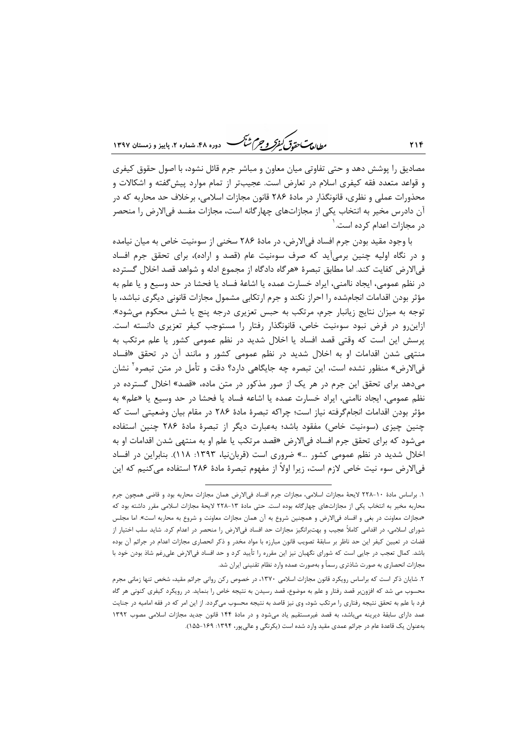مصادیق را پوشش دهد و حتی تفاوتی میان معاون و مباشر جرم قائل نشود، با اصول حقوق کیفری و قواعد متعدد فقه کیفری اسلام در تعارض است. عجیب‌تر از تمام موارد پیش‌گفته و اشکالات و محذورات عملی و نظری، قانونگذار در مادهٔ ۲۸۶ قانون مجازات اسلامی، برخلاف حد محاربه که در آن دادرس مخیر به انتخاب یکی از مجازات‌های چهارگانه است، مجازات مفسد فی‌الارض را منحصر در مجازات اعدام کرده است.[1]

با وجود مقید بودن جرم افساد فی‌الارض، در مادهٔ ۲۸۶ سخنی از سوءنیت خاص به میان نیامده و در نگاه اولیه چنین برمی‌آید که صرف سوءنیت عام (قصد و اراده)، برای تحقق جرم افساد فی‌الارض کفایت کند. اما مطابق تبصرهٔ «هرگاه دادگاه از مجموع ادله و شواهد قصد اخلال گسترده در نظم عمومی، ایجاد ناامنی، ایراد خسارت عمده یا اشاعهٔ فساد یا فحشا در حد وسیع و یا علم به مؤثر بودن اقدامات انجام‌شده را احراز نکند و جرم ارتکابی مشمول مجازات قانونی دیگری نباشد، با توجه به میزان نتایج زیانبار جرم، مرتکب به حبس تعزیری درجه پنج یا شش محکوم می‌شود». ازاین‌رو در فرض نبود سوءنیت خاص، قانونگذار رفتار را مستوجب کیفر تعزیری دانسته است. پرسش این است که وقتی قصد افساد یا اخلال شدید در نظم عمومی کشور یا علم مرتکب به منتهی شدن اقدامات او به اخلال شدید در نظم عمومی کشور و مانند آن در تحقق «افساد فی‌الارض» منظور نشده است، این تبصره چه جایگاهی دارد؟ دقت و تأمل در متن تبصره[2] نشان می‌دهد برای تحقق این جرم در هر یک از صور مذکور در متن ماده، «قصد» اخلال گسترده در نظم عمومی، ایجاد ناامنی، ایراد خسارت عمده یا اشاعه فساد یا فحشا در حد وسیع یا «علم» به مؤثر بودن اقدامات انجام‌گرفته نیاز است؛ چراکه تبصرهٔ مادهٔ ۲۸۶ در مقام بیان وضعیتی است که چنین چیزی (سوءنیت خاص) مفقود باشد؛ به‌عبارت دیگر از تبصرهٔ مادهٔ ۲۸۶ چنین استفاده می‌شود که برای تحقق جرم افساد فی‌الارض «قصد مرتکب یا علم او به منتهی شدن اقدامات او به اخلال شدید در نظم عمومی کشور ...» ضروری است (قربان‌نیا، ۱۳۹۳: ۱۱۸). بنابراین در افساد فی‌الارض سوء نیت خاص لازم است، زیرا اولاً از مفهوم تبصرهٔ مادهٔ ۲۸۶ استفاده می‌کنیم که این

---

۱. براساس مادهٔ ۱۰-۲۲۸ لایحهٔ مجازات اسلامی، مجازات جرم افساد فی‌الارض همان مجازات محاربه بود و قاضی همچون جرم محاربه مخیر به انتخاب یکی از مجازات‌های چهارگانه بوده است. حتی مادهٔ ۱۳-۲۲۸ لایحهٔ مجازات اسلامی مقرر داشته بود که «مجازات معاونت در بغی و افساد فی‌الارض و همچنین شروع به آن همان مجازات معاونت و شروع به محاربه است». اما مجلس شورای اسلامی، در اقدامی کاملاً عجیب و بهت‌برانگیز مجازات حد افساد فی‌الارض را منحصر در اعدام کرد. شاید سلب اختیار از قضات در تعیین کیفر این حد ناظر بر سابقهٔ تصویب قانون مبارزه با مواد مخدر و ذکر انحصاری مجازات اعدام در جرائم آن بوده باشد. کمال تعجب در جایی است که شورای نگهبان نیز این مقرره را تأیید کرد و حد افساد فی‌الارض علی‌رغم شاذ بودن خود با مجازات انحصاری به صورت شاذتری رسماً و به‌صورت عمده وارد نظام تقنینی ایران شد.

۲. شایان ذکر است که براساس رویکرد قانون مجازات اسلامی ۱۳۷۰، در خصوص رکن روانی جرائم مقید، شخص تنها زمانی مجرم محسوب می شد که افزون‌بر قصد رفتار و علم به موضوع، قصد رسیدن به نتیجه خاص را بنماید. در رویکرد کیفری کنونی هر گاه فرد با علم به تحقق نتیجه رفتاری را مرتکب شود، وی نیز قاصد به نتیجه محسوب می‌گردد. از این امر که در فقه امامیه در جنایت عمد دارای سابقهٔ دیرینه می‌باشد، به قصد غیرمستقیم یاد می‌شود و در مادهٔ ۱۴۴ قانون جدید مجازات اسلامی مصوب ۱۳۹۲ به‌عنوان یک قاعدهٔ عام در جرائم عمدی مقید وارد شده است (یکرنگی و عالی‌پور، ۱۳۹۴: ۱۶۹-۱۵۵).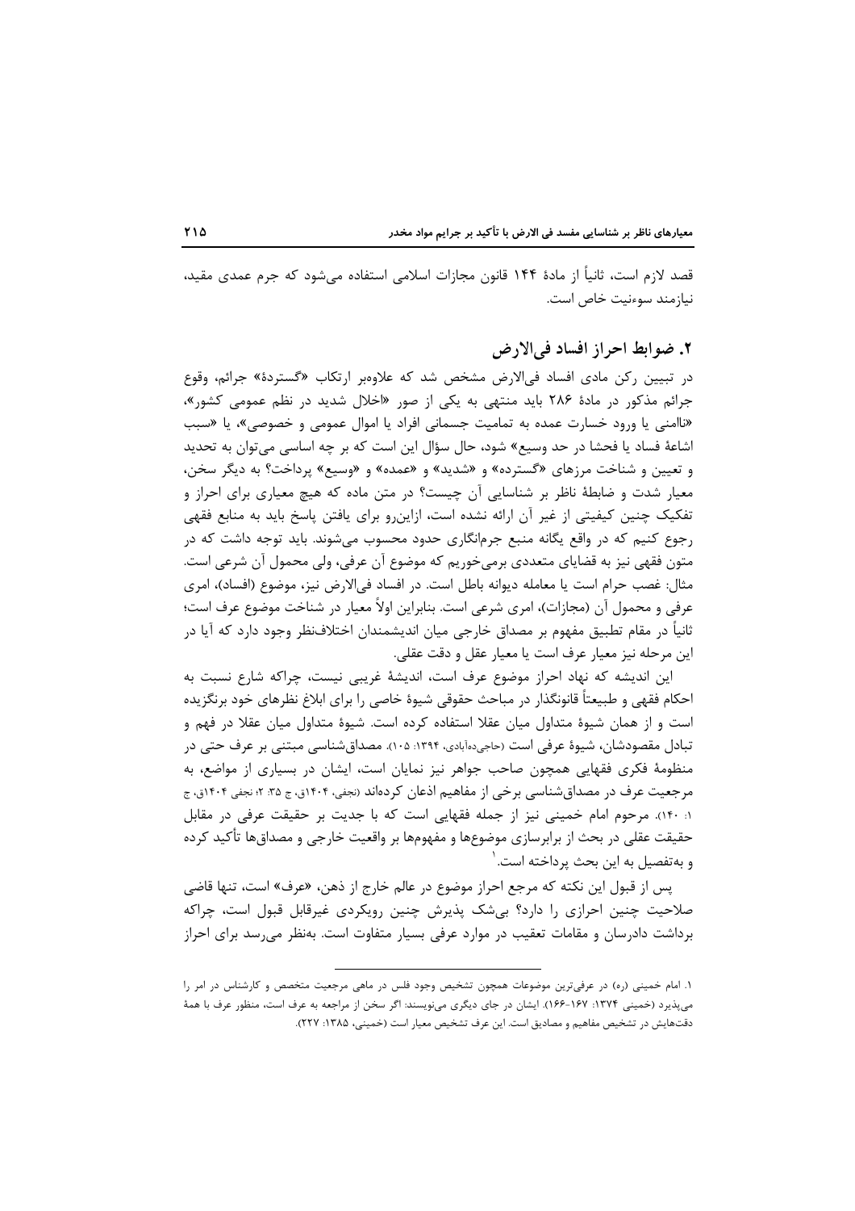قصد لازم است، ثانیاً از مادهٔ ۱۴۴ قانون مجازات اسلامی استفاده می‌شود که جرم عمدی مقید، نیازمند سوءنیت خاص است.

## ۲. ضوابط احراز افساد فی‌الارض

در تبیین رکن مادی افساد فی‌الارض مشخص شد که علاوه‌بر ارتکاب «گستردهٔ» جرائم، وقوع جرائم مذکور در مادهٔ ۲۸۶ باید منتهی به یکی از صور «اخلال شدید در نظم عمومی کشور»، «ناامنی یا ورود خسارت عمده به تمامیت جسمانی افراد یا اموال عمومی و خصوصی»، یا «سبب اشاعهٔ فساد یا فحشا در حد وسیع» شود، حال سؤال این است که بر چه اساسی می‌توان به تحدید و تعیین و شناخت مرزهای «گسترده» و «شدید» و «عمده» و «وسیع» پرداخت؟ به دیگر سخن، معیار شدت و ضابطهٔ ناظر بر شناسایی آن چیست؟ در متن ماده که هیچ معیاری برای احراز و تفکیک چنین کیفیتی از غیر آن ارائه نشده است، ازاین‌رو برای یافتن پاسخ باید به منابع فقهی رجوع کنیم که در واقع یگانه منبع جرم‌انگاری حدود محسوب می‌شوند. باید توجه داشت که در متون فقهی نیز به قضایای متعددی برمی‌خوریم که موضوع آن عرفی، ولی محمول آن شرعی است. مثال: غصب حرام است یا معامله دیوانه باطل است. در افساد فی‌الارض نیز، موضوع (افساد)، امری عرفی و محمول آن (مجازات)، امری شرعی است. بنابراین اولاً معیار در شناخت موضوع عرف است؛ ثانیاً در مقام تطبیق مفهوم بر مصداق خارجی میان اندیشمندان اختلاف‌نظر وجود دارد که آیا در این مرحله نیز معیار عرف است یا معیار عقل و دقت عقلی.

این اندیشه که نهاد احراز موضوع عرف است، اندیشهٔ غریبی نیست، چراکه شارع نسبت به احکام فقهی و طبیعتاً قانونگذار در مباحث حقوقی شیوهٔ خاصی را برای ابلاغ نظرهای خود برنگزیده است و از همان شیوهٔ متداول میان عقلا استفاده کرده است. شیوهٔ متداول میان عقلا در فهم و تبادل مقصودشان، شیوهٔ عرفی است (حاجی‌ده‌آبادی، ۱۳۹۴: ۱۰۵). مصداق‌شناسی مبتنی بر عرف حتی در منظومهٔ فکری فقهایی همچون صاحب جواهر نیز نمایان است، ایشان در بسیاری از مواضع، به مرجعیت عرف در مصداق‌شناسی برخی از مفاهیم اذعان کرده‌اند (نجفی، ۱۴۰۴ق، ج ۳۵: ۲؛ نجفی ۱۴۰۴ق، ج ۱: ۱۴۰). مرحوم امام خمینی نیز از جمله فقهایی است که با جدیت بر حقیقت عرفی در مقابل حقیقت عقلی در بحث از برابرسازی موضوع‌ها و مفهوم‌ها بر واقعیت خارجی و مصداق‌ها تأکید کرده و به‌تفصیل به این بحث پرداخته است.[1]

پس از قبول این نکته که مرجع احراز موضوع در عالم خارج از ذهن، «عرف» است، تنها قاضی صلاحیت چنین احرازی را دارد؟ بی‌شک پذیرش چنین رویکردی غیرقابل قبول است، چراکه برداشت دادرسان و مقامات تعقیب در موارد عرفی بسیار متفاوت است. به‌نظر می‌رسد برای احراز

---

[1]. امام خمینی (ره) در عرفی‌ترین موضوعات همچون تشخیص وجود فلس در ماهی مرجعیت متخصص و کارشناس در امر را می‌پذیرد (خمینی ۱۳۷۴: ۱۶۷-۱۶۶). ایشان در جای دیگری می‌نویسند: اگر سخن از مراجعه به عرف است، منظور عرف با همهٔ دقت‌هایش در تشخیص مفاهیم و مصادیق است. این عرف تشخیص معیار است (خمینی، ۱۳۸۵: ۲۲۷).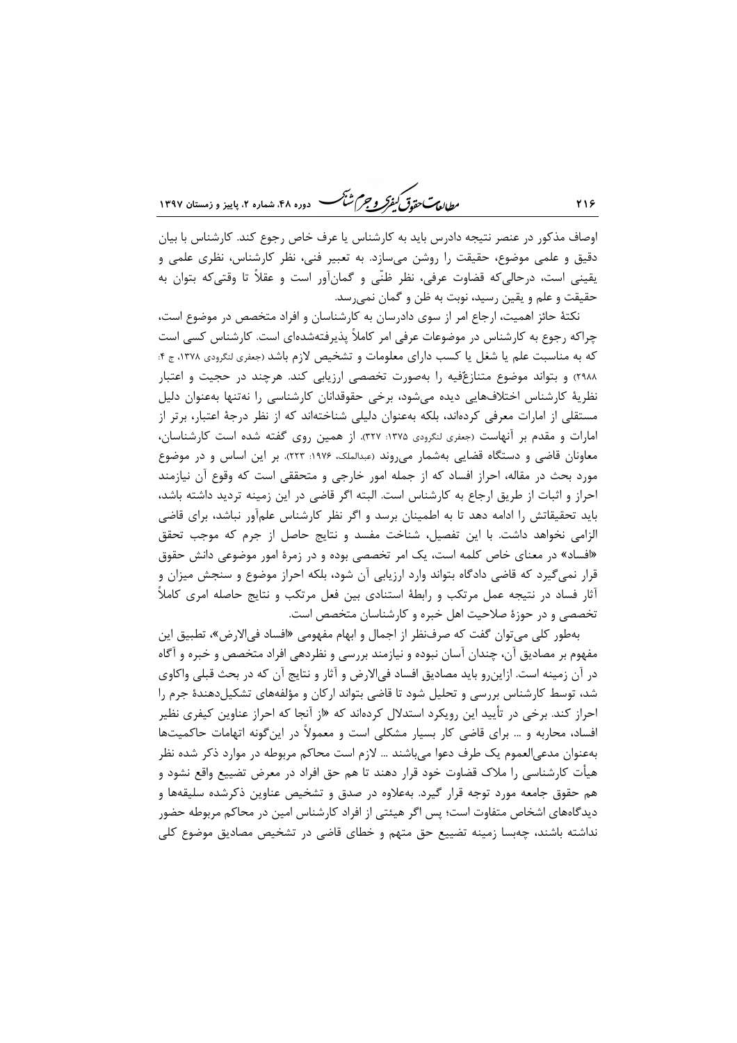اوصاف مذکور در عنصر نتیجه دادرس باید به کارشناس یا عرف خاص رجوع کند. کارشناس با بیان دقیق و علمی موضوع، حقیقت را روشن می‌سازد. به تعبیر فنی، نظر کارشناس، نظری علمی و یقینی است، درحالی‌که قضاوت عرفی، نظر ظنّی و گمان‌آور است و عقلاً تا وقتی‌که بتوان به حقیقت و علم و یقین رسید، نوبت به ظن و گمان نمی‌رسد.

نکتهٔ حائز اهمیت، ارجاع امر از سوی دادرسان به کارشناسان و افراد متخصص در موضوع است، چراکه رجوع به کارشناس در موضوعات عرفی امر کاملاً پذیرفته‌شده‌ای است. کارشناس کسی است که به مناسبت علم یا شغل یا کسب دارای معلومات و تشخیص لازم باشد (جعفری لنگرودی ۱۳۷۸، ج ۴: ۲۹۸۸) و بتواند موضوع متنازعٌ‌فیه را به‌صورت تخصصی ارزیابی کند. هرچند در حجیت و اعتبار نظریهٔ کارشناس اختلاف‌هایی دیده می‌شود، برخی حقوقدانان کارشناسی را نه‌تنها به‌عنوان دلیل مستقلی از امارات معرفی کرده‌اند، بلکه به‌عنوان دلیلی شناخته‌اند که از نظر درجهٔ اعتبار، برتر از امارات و مقدم بر آنهاست (جعفری لنگرودی ۱۳۷۵: ۳۲۷). از همین روی گفته شده است کارشناسان، معاونان قاضی و دستگاه قضایی به‌شمار می‌روند (عبدالملک، ۱۹۷۶: ۲۲۳). بر این اساس و در موضوع مورد بحث در مقاله، احراز افساد که از جمله امور خارجی و متحققی است که وقوع آن نیازمند احراز و اثبات از طریق ارجاع به کارشناس است. البته اگر قاضی در این زمینه تردید داشته باشد، باید تحقیقاتش را ادامه دهد تا به اطمینان برسد و اگر نظر کارشناس علم‌آور نباشد، برای قاضی الزامی نخواهد داشت. با این تفصیل، شناخت مفسد و نتایج حاصل از جرم که موجب تحقق «افساد» در معنای خاص کلمه است، یک امر تخصصی بوده و در زمرهٔ امور موضوعی دانش حقوق قرار نمی‌گیرد که قاضی دادگاه بتواند وارد ارزیابی آن شود، بلکه احراز موضوع و سنجش میزان و آثار فساد در نتیجه عمل مرتکب و رابطهٔ استنادی بین فعل مرتکب و نتایج حاصله امری کاملاً تخصصی و در حوزهٔ صلاحیت اهل خبره و کارشناسان متخصص است.

به‌طور کلی می‌توان گفت که صرف‌نظر از اجمال و ابهام مفهومی «افساد فی‌الارض»، تطبیق این مفهوم بر مصادیق آن، چندان آسان نبوده و نیازمند بررسی و نظردهی افراد متخصص و خبره و آگاه در آن زمینه است. ازاین‌رو باید مصادیق افساد فی‌الارض و آثار و نتایج آن که در بحث قبلی واکاوی شد، توسط کارشناس بررسی و تحلیل شود تا قاضی بتواند ارکان و مؤلفه‌های تشکیل‌دهندهٔ جرم را احراز کند. برخی در تأیید این رویکرد استدلال کرده‌اند که «از آنجا که احراز عناوین کیفری نظیر افساد، محاربه و ... برای قاضی کار بسیار مشکلی است و معمولاً در این‌گونه اتهامات حاکمیت‌ها به‌عنوان مدعی‌العموم یک طرف دعوا می‌باشند ... لازم است محاکم مربوطه در موارد ذکر شده نظر هیأت کارشناسی را ملاک قضاوت خود قرار دهند تا هم حق افراد در معرض تضییع واقع نشود و هم حقوق جامعه مورد توجه قرار گیرد. به‌علاوه در صدق و تشخیص عناوین ذکرشده سلیقه‌ها و دیدگاه‌های اشخاص متفاوت است؛ پس اگر هیئتی از افراد کارشناس امین در محاکم مربوطه حضور نداشته باشند، چه‌بسا زمینه تضییع حق متهم و خطای قاضی در تشخیص مصادیق موضوع کلی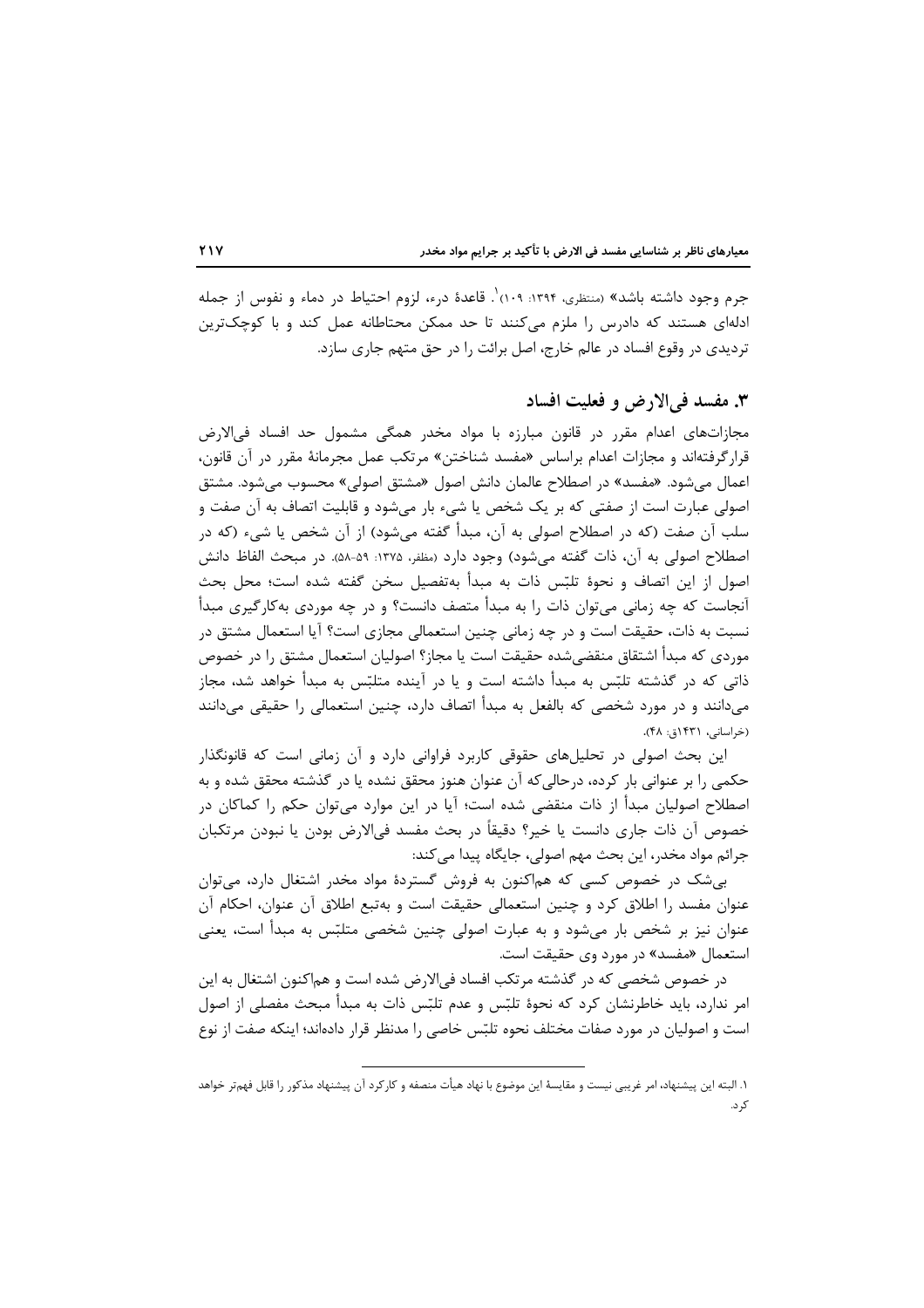جرم وجود داشته باشد» (منتظری، ۱۳۹۴: ۱۰۹)[1]. قاعدهٔ درء، لزوم احتیاط در دماء و نفوس از جمله ادله‌ای هستند که دادرس را ملزم می‌کنند تا حد ممکن محتاطانه عمل کند و با کوچک‌ترین تردیدی در وقوع افساد در عالم خارج، اصل برائت را در حق متهم جاری سازد.

## ۳. مفسد فی‌الارض و فعلیت افساد

مجازات‌های اعدام مقرر در قانون مبارزه با مواد مخدر همگی مشمول حد افساد فی‌الارض قرارگرفته‌اند و مجازات اعدام براساس «مفسد شناختن» مرتکب عمل مجرمانهٔ مقرر در آن قانون، اعمال می‌شود. «مفسد» در اصطلاح عالمان دانش اصول «مشتق اصولی» محسوب می‌شود. مشتق اصولی عبارت است از صفتی که بر یک شخص یا شیء بار می‌شود و قابلیت اتصاف به آن صفت و سلب آن صفت (که در اصطلاح اصولی به آن، مبدأ گفته می‌شود) از آن شخص یا شیء (که در اصطلاح اصولی به آن، ذات گفته می‌شود) وجود دارد (مظفر، ۱۳۷۵: ۵۹-۵۸). در مبحث الفاظ دانش اصول از این اتصاف و نحوهٔ تلبّس ذات به مبدأ به‌تفصیل سخن گفته شده است؛ محل بحث آنجاست که چه زمانی می‌توان ذات را به مبدأ متصف دانست؟ و در چه مواردی به‌کارگیری مبدأ نسبت به ذات، حقیقت است و در چه زمانی چنین استعمالی مجازی است؟ آیا استعمال مشتق در مواردی که مبدأ اشتقاق منقضی‌شده حقیقت است یا مجاز؟ اصولیان استعمال مشتق را در خصوص ذاتی که در گذشته تلبّس به مبدأ داشته است و یا در آینده متلبّس به مبدأ خواهد شد، مجاز می‌دانند و در مورد شخصی که بالفعل به مبدأ اتصاف دارد، چنین استعمالی را حقیقی می‌دانند (خراسانی، ۱۴۳۱ق: ۴۸).

این بحث اصولی در تحلیل‌های حقوقی کاربرد فراوانی دارد و آن زمانی است که قانونگذار حکمی را بر عنوانی بار کرده، درحالی‌که آن عنوان هنوز محقق نشده یا در گذشته محقق شده و به اصطلاح اصولیان مبدأ از ذات منقضی شده است؛ آیا در این موارد می‌توان حکم را کماکان در خصوص آن ذات جاری دانست یا خیر؟ دقیقاً در بحث مفسد فی‌الارض بودن یا نبودن مرتکبان جرائم مواد مخدر، این بحث مهم اصولی، جایگاه پیدا می‌کند:

بی‌شک در خصوص کسی که هم‌اکنون به فروش گستردهٔ مواد مخدر اشتغال دارد، می‌توان عنوان مفسد را اطلاق کرد و چنین استعمالی حقیقت است و به‌تبع اطلاق آن عنوان، احکام آن عنوان نیز بر شخص بار می‌شود و به عبارت اصولی چنین شخصی متلبّس به مبدأ است، یعنی استعمال «مفسد» در مورد وی حقیقت است.

در خصوص شخصی که در گذشته مرتکب افساد فی‌الارض شده است و هم‌اکنون اشتغال به این امر ندارد، باید خاطرنشان کرد که نحوهٔ تلبّس و عدم تلبّس ذات به مبدأ مبحث مفصلی از اصول است و اصولیان در مورد صفات مختلف نحوه تلبّس خاصی را مدنظر قرار داده‌اند؛ اینکه صفت از نوع

---

[1]. البته این پیشنهاد، امر غریبی نیست و مقایسهٔ این موضوع با نهاد هیأت منصفه و کارکرد آن پیشنهاد مذکور را قابل فهم‌تر خواهد کرد.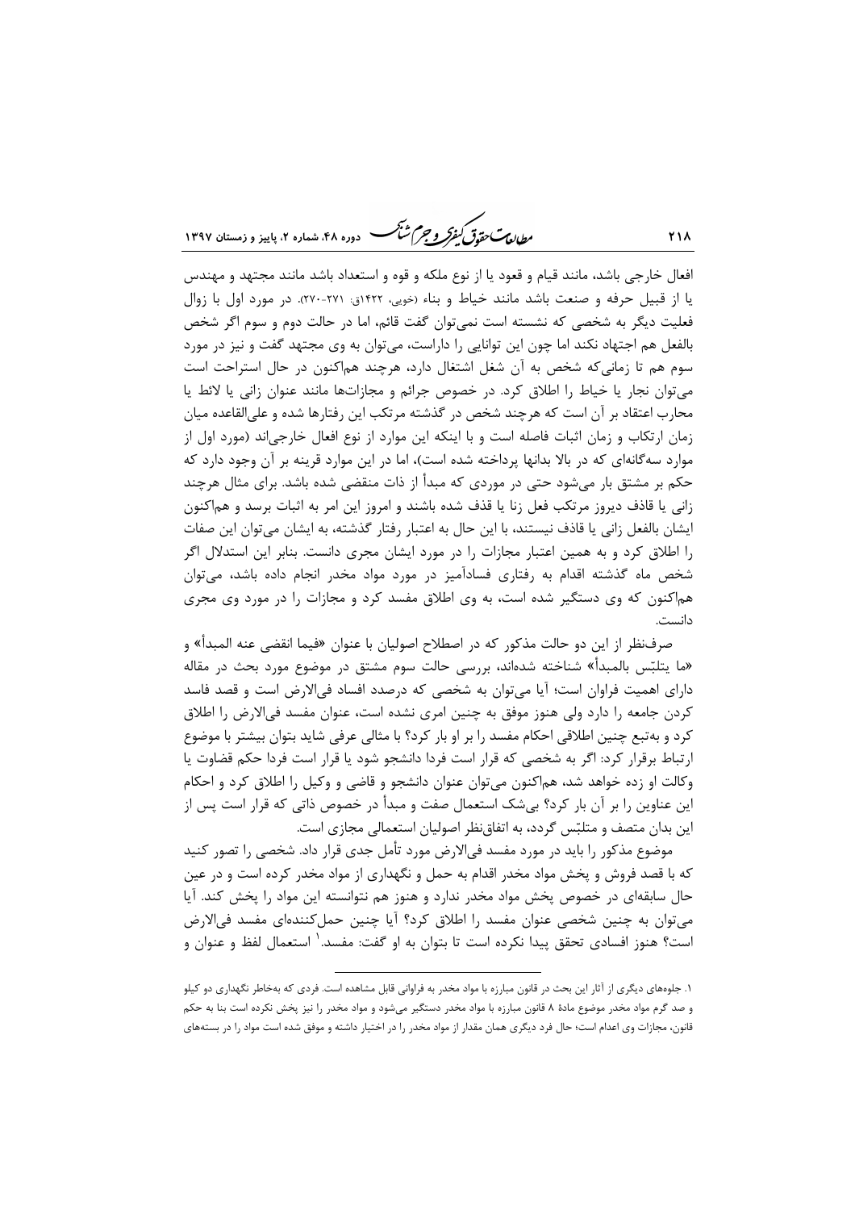افعال خارجی باشد، مانند قیام و قعود یا از نوع ملکه و قوه و استعداد باشد مانند مجتهد و مهندس یا از قبیل حرفه و صنعت باشد مانند خیاط و بناء (خویی، ۱۴۲۲ق: ۲۷۱-۲۷۰). در مورد اول با زوال فعلیت دیگر به شخصی که نشسته است نمی‌توان گفت قائم، اما در حالت دوم و سوم اگر شخص بالفعل هم اجتهاد نکند اما چون این توانایی را داراست، می‌توان به وی مجتهد گفت و نیز در مورد سوم هم تا زمانی‌که شخص به آن شغل اشتغال دارد، هرچند هم‌اکنون در حال استراحت است می‌توان نجار یا خیاط را اطلاق کرد. در خصوص جرائم و مجازات‌ها مانند عنوان زانی یا لائط یا محارب اعتقاد بر آن است که هرچند شخص در گذشته مرتکب این رفتارها شده و علی‌القاعده میان زمان ارتکاب و زمان اثبات فاصله است و با اینکه این موارد از نوع افعال خارجی‌اند (مورد اول از موارد سه‌گانه‌ای که در بالا بدانها پرداخته شده است)، اما در این موارد قرینه بر آن وجود دارد که حکم بر مشتق بار می‌شود حتی در موردی که مبدأ از ذات منقضی شده باشد. برای مثال هرچند زانی یا قاذف دیروز مرتکب فعل زنا یا قذف شده باشند و امروز این امر به اثبات برسد و هم‌اکنون ایشان بالفعل زانی یا قاذف نیستند، با این حال به اعتبار رفتار گذشته، به ایشان می‌توان این صفات را اطلاق کرد و به همین اعتبار مجازات را در مورد ایشان مجری دانست. بنابر این استدلال اگر شخص ماه گذشته اقدام به رفتاری فسادآمیز در مورد مواد مخدر انجام داده باشد، می‌توان هم‌اکنون که وی دستگیر شده است، به وی اطلاق مفسد کرد و مجازات را در مورد وی مجری دانست.

صرف‌نظر از این دو حالت مذکور که در اصطلاح اصولیان با عنوان «فیما انقضی عنه المبدأ» و «ما یتلبّس بالمبدأ» شناخته شده‌اند، بررسی حالت سوم مشتق در موضوع مورد بحث در مقاله دارای اهمیت فراوان است؛ آیا می‌توان به شخصی که درصدد افساد فی‌الارض است و قصد فاسد کردن جامعه را دارد ولی هنوز موفق به چنین امری نشده است، عنوان مفسد فی‌الارض را اطلاق کرد و به‌تبع چنین اطلاقی احکام مفسد را بر او بار کرد؟ با مثالی عرفی شاید بتوان بیشتر با موضوع ارتباط برقرار کرد: اگر به شخصی که قرار است فردا دانشجو شود یا قرار است فردا حکم قضاوت یا وکالت او زده خواهد شد، هم‌اکنون می‌توان عنوان دانشجو و قاضی و وکیل را اطلاق کرد و احکام این عناوین را بر آن بار کرد؟ بی‌شک استعمال صفت و مبدأ در خصوص ذاتی که قرار است پس از این بدان متصف و متلبّس گردد، به اتفاق‌نظر اصولیان استعمالی مجازی است.

موضوع مذکور را باید در مورد مفسد فی‌الارض مورد تأمل جدی قرار داد. شخصی را تصور کنید که با قصد فروش و پخش مواد مخدر اقدام به حمل و نگهداری از مواد مخدر کرده است و در عین حال سابقه‌ای در خصوص پخش مواد مخدر ندارد و هنوز هم نتوانسته این مواد را پخش کند. آیا می‌توان به چنین شخصی عنوان مفسد را اطلاق کرد؟ آیا چنین حمل‌کننده‌ای مفسد فی‌الارض است؟ هنوز افسادی تحقق پیدا نکرده است تا بتوان به او گفت: مفسد.[1] استعمال لفظ و عنوان و

---

۱. جلوه‌های دیگری از آثار این بحث در قانون مبارزه با مواد مخدر به فراوانی قابل مشاهده است. فردی که به‌خاطر نگهداری دو کیلو و صد گرم مواد مخدر موضوع مادهٔ ۸ قانون مبارزه با مواد مخدر دستگیر می‌شود و مواد مخدر را نیز پخش نکرده است بنا به حکم قانون، مجازات وی اعدام است؛ حال فرد دیگری همان مقدار از مواد مخدر را در اختیار داشته و موفق شده است مواد را در بسته‌های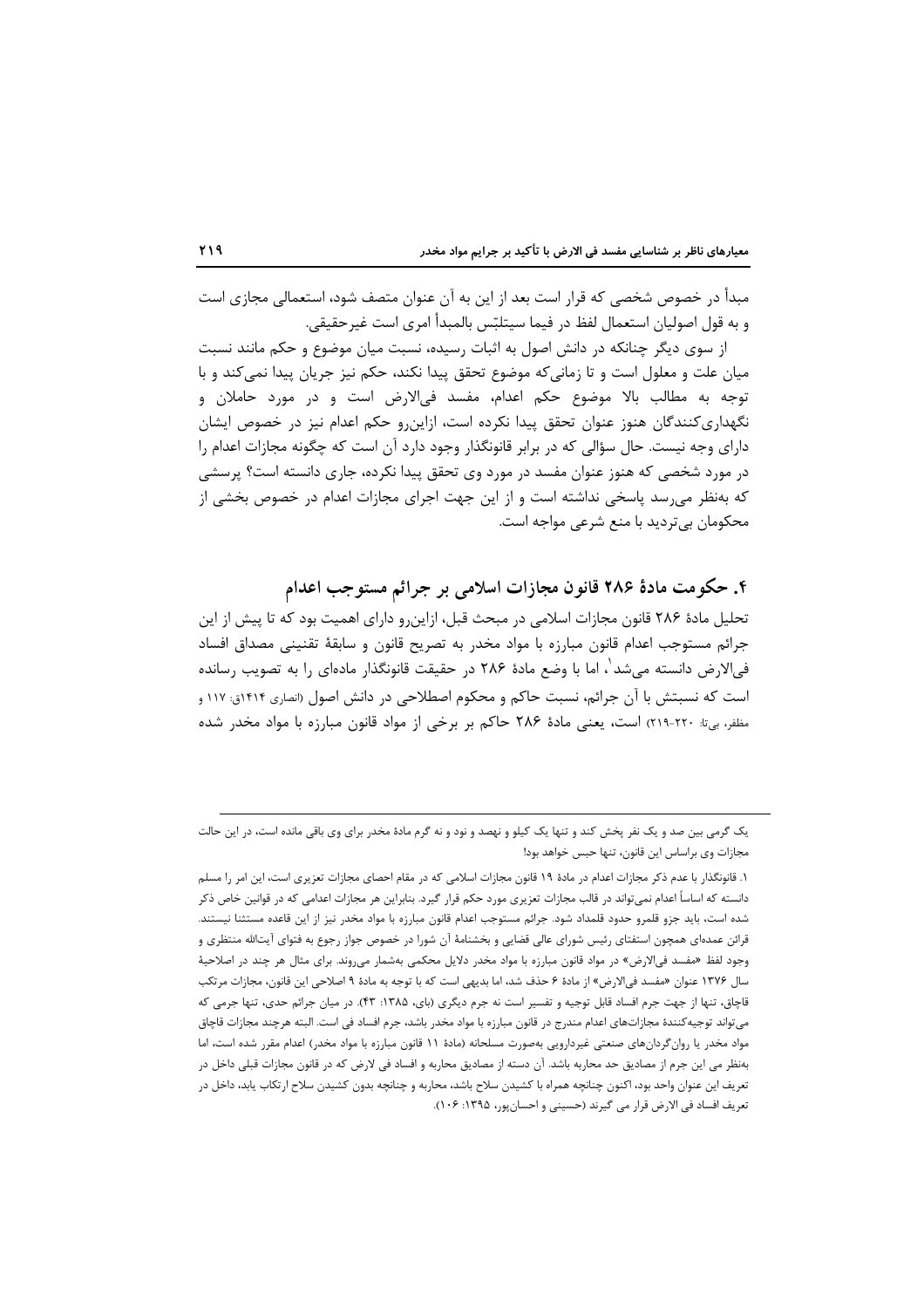مبدأ در خصوص شخصی که قرار است بعد از این به آن عنوان متصف شود، استعمالی مجازی است و به قول اصولیان استعمال لفظ در فیما سیتلبّس بالمبدأ امری است غیرحقیقی.

از سوی دیگر چنانکه در دانش اصول به اثبات رسیده، نسبت میان موضوع و حکم مانند نسبت میان علت و معلول است و تا زمانی‌که موضوع تحقق پیدا نکند، حکم نیز جریان پیدا نمی‌کند و با توجه به مطالب بالا موضوع حکم اعدام، مفسد فی‌الارض است و در مورد حاملان و نگهداری‌کنندگان هنوز عنوان تحقق پیدا نکرده است، ازاین‌رو حکم اعدام نیز در خصوص ایشان دارای وجه نیست. حال سؤالی که در برابر قانونگذار وجود دارد آن است که چگونه مجازات اعدام را در مورد شخصی که هنوز عنوان مفسد در مورد وی تحقق پیدا نکرده، جاری دانسته است؟ پرسشی که به‌نظر می‌رسد پاسخی نداشته است و از این جهت اجرای مجازات اعدام در خصوص بخشی از محکومان بی‌تردید با منع شرعی مواجه است.

## ۴. حکومت مادهٔ ۲۸۶ قانون مجازات اسلامی بر جرائم مستوجب اعدام

تحلیل مادهٔ ۲۸۶ قانون مجازات اسلامی در مبحث قبل، ازاین‌رو دارای اهمیت بود که تا پیش از این جرائم مستوجب اعدام قانون مبارزه با مواد مخدر به تصریح قانون و سابقهٔ تقنینی مصداق افساد فی‌الارض دانسته می‌شد[1]، اما با وضع مادهٔ ۲۸۶ در حقیقت قانونگذار ماده‌ای را به تصویب رسانده است که نسبتش با آن جرائم، نسبت حاکم و محکوم اصطلاحی در دانش اصول (انصاری ۱۴۱۴ق: ۱۱۷ و مظفر، بی‌تا: ۲۲۰-۲۱۹) است، یعنی مادهٔ ۲۸۶ حاکم بر برخی از مواد قانون مبارزه با مواد مخدر شده

---

یک گرمی بین صد و یک نفر پخش کند و تنها یک کیلو و نهصد و نود و نه گرم مادهٔ مخدر برای وی باقی مانده است، در این حالت مجازات وی براساس این قانون، تنها حبس خواهد بود!

۱. قانونگذار با عدم ذکر مجازات اعدام در مادهٔ ۱۹ قانون مجازات اسلامی که در مقام احصای مجازات تعزیری است، این امر را مسلم دانسته که اساساً اعدام نمی‌تواند در قالب مجازات تعزیری مورد حکم قرار گیرد. بنابراین هر مجازات اعدامی که در قوانین خاص ذکر شده است، باید جزو قلمرو حدود قلمداد شود. جرائم مستوجب اعدام قانون مبارزه با مواد مخدر نیز از این قاعده مستثنا نیستند. قرائن عمده‌ای همچون استفتای رئیس شورای عالی قضایی و بخشنامهٔ آن شورا در خصوص جواز رجوع به فتوای آیت‌الله منتظری و وجود لفظ «مفسد فی‌الارض» در مواد قانون مبارزه با مواد مخدر دلایل محکمی به‌شمار می‌روند. برای مثال هر چند در اصلاحیهٔ سال ۱۳۷۶ عنوان «مفسد فی‌الارض» از مادهٔ ۶ حذف شد، اما بدیهی است که با توجه به مادهٔ ۹ اصلاحی این قانون، مجازات مرتکب قاچاق، تنها از جهت جرم افساد قابل توجیه و تفسیر است نه جرم دیگری (بای، ۱۳۸۵: ۴۳). در میان جرائم حدی، تنها جرمی که می‌تواند توجیه‌کنندهٔ مجازات‌های اعدام مندرج در قانون مبارزه با مواد مخدر باشد، جرم افساد فی است. البته هرچند مجازات قاچاق مواد مخدر یا روان‌گردان‌های صنعتی غیردارویی به‌صورت مسلحانه (مادهٔ ۱۱ قانون مبارزه با مواد مخدر) اعدام مقرر شده است، اما به‌نظر می این جرم از مصادیق حد محاربه باشد. آن دسته از مصادیق محاربه و افساد فی لارض که در قانون مجازات قبلی داخل در تعریف این عنوان واحد بود، اکنون چنانچه همراه با کشیدن سلاح باشد، محاربه و چنانچه بدون کشیدن سلاح ارتکاب یابد، داخل در تعریف افساد فی الارض قرار می گیرند (حسینی و احسان‌پور، ۱۳۹۵: ۱۰۶).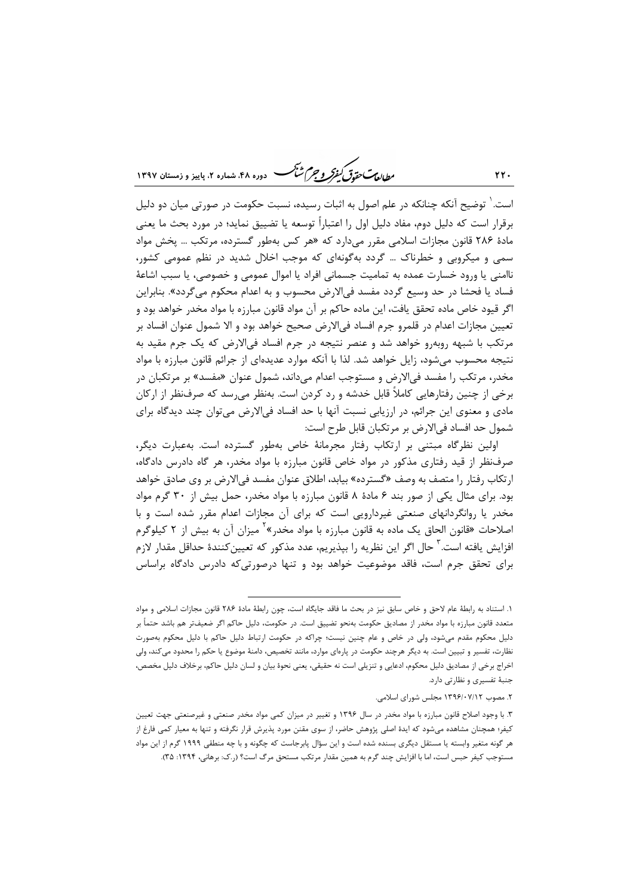است.[1] توضیح آنکه چنانکه در علم اصول به اثبات رسیده، نسبت حکومت در صورتی میان دو دلیل برقرار است که دلیل دوم، مفاد دلیل اول را اعتباراً توسعه یا تضییق نماید؛ در مورد بحث ما یعنی مادهٔ ۲۸۶ قانون مجازات اسلامی مقرر می‌دارد که «هر کس به‌طور گسترده، مرتکب ... پخش مواد سمی و میکروبی و خطرناک ... گردد به‌گونه‌ای که موجب اخلال شدید در نظم عمومی کشور، ناامنی یا ورود خسارت عمده به تمامیت جسمانی افراد یا اموال عمومی و خصوصی، یا سبب اشاعهٔ فساد یا فحشا در حد وسیع گردد مفسد فی‌الارض محسوب و به اعدام محکوم می‌گردد». بنابراین اگر قیود خاص ماده تحقق یافت، این ماده حاکم بر آن مواد قانون مبارزه با مواد مخدر خواهد بود و تعیین مجازات اعدام در قلمرو جرم افساد فی‌الارض صحیح خواهد بود و الا شمول عنوان افساد بر مرتکب با شبهه روبه‌رو خواهد شد و عنصر نتیجه در جرم افساد فی‌الارض که یک جرم مقید به نتیجه محسوب می‌شود، زایل خواهد شد. لذا با آنکه موارد عدیده‌ای از جرائم قانون مبارزه با مواد مخدر، مرتکب را مفسد فی‌الارض و مستوجب اعدام می‌داند، شمول عنوان «مفسد» بر مرتکبان در برخی از چنین رفتارهایی کاملاً قابل خدشه و رد کردن است. به‌نظر می‌رسد که صرف‌نظر از ارکان مادی و معنوی این جرائم، در ارزیابی نسبت آنها با حد افساد فی‌الارض می‌توان چند دیدگاه برای شمول حد افساد فی‌الارض بر مرتکبان قابل طرح است:

اولین نظرگاه مبتنی بر ارتکاب رفتار مجرمانهٔ خاص به‌طور گسترده است. به‌عبارت دیگر، صرف‌نظر از قید رفتاری مذکور در مواد خاص قانون مبارزه با مواد مخدر، هر گاه دادرس دادگاه، ارتکاب رفتار را متصف به وصف «گسترده» بیابد، اطلاق عنوان مفسد فی‌الارض بر وی صادق خواهد بود. برای مثال یکی از صور بند ۶ مادهٔ ۸ قانون مبارزه با مواد مخدر، حمل بیش از ۳۰ گرم مواد مخدر یا روانگردانهای صنعتی غیردارویی است که برای آن مجازات اعدام مقرر شده است و با اصلاحات «قانون الحاق یک ماده به قانون مبارزه با مواد مخدر»[2] میزان آن به بیش از ۲ کیلوگرم افزایش یافته است.[3] حال اگر این نظریه را بپذیریم، عدد مذکور که تعیین‌کنندهٔ حداقل مقدار لازم برای تحقق جرم است، فاقد موضوعیت خواهد بود و تنها درصورتی‌که دادرس دادگاه براساس

---

۱. استناد به رابطهٔ عام لاحق و خاص سابق نیز در بحث ما فاقد جایگاه است، چون رابطهٔ مادهٔ ۲۸۶ قانون مجازات اسلامی و مواد متعدد قانون مبارزه با مواد مخدر از مصادیق حکومت به‌نحو تضییق است. در حکومت، دلیل حاکم اگر ضعیف‌تر هم باشد حتماً بر دلیل محکوم مقدم می‌شود، ولی در خاص و عام چنین نیست؛ چراکه در حکومت ارتباط دلیل حاکم با دلیل محکوم به‌صورت نظارت، تفسیر و تبیین است. به دیگر هرچند حکومت در پاره‌ای موارد، مانند تخصیص، دامنهٔ موضوع یا حکم را محدود می‌کند، ولی اخراج برخی از مصادیق دلیل محکوم، ادعایی و تنزیلی است نه حقیقی، یعنی نحوهٔ بیان و لسان دلیل حاکم، برخلاف دلیل مخصص، جنبهٔ تفسیری و نظارتی دارد.

۲. مصوب ۱۳۹۶/۰۷/۱۲ مجلس شورای اسلامی.

۳. با وجود اصلاح قانون مبارزه با مواد مخدر در سال ۱۳۹۶ و تغییر در میزان کمی مواد مخدر صنعتی و غیرصنعتی جهت تعیین کیفر؛ همچنان مشاهده می‌شود که ایدهٔ اصلی پژوهش حاضر، از سوی مقنن مورد پذیرش قرار نگرفته و تنها به معیار کمی فارغ از هر گونه متغیر وابسته یا مستقل دیگری بسنده شده است و این سؤال پابرجاست که چگونه و با چه منطقی ۱۹۹۹ گرم از این مواد مستوجب کیفر حبس است، اما با افزایش چند گرم به همین مقدار مرتکب مستحق مرگ است؟ (ر.ک: برهانی، ۱۳۹۴: ۳۵).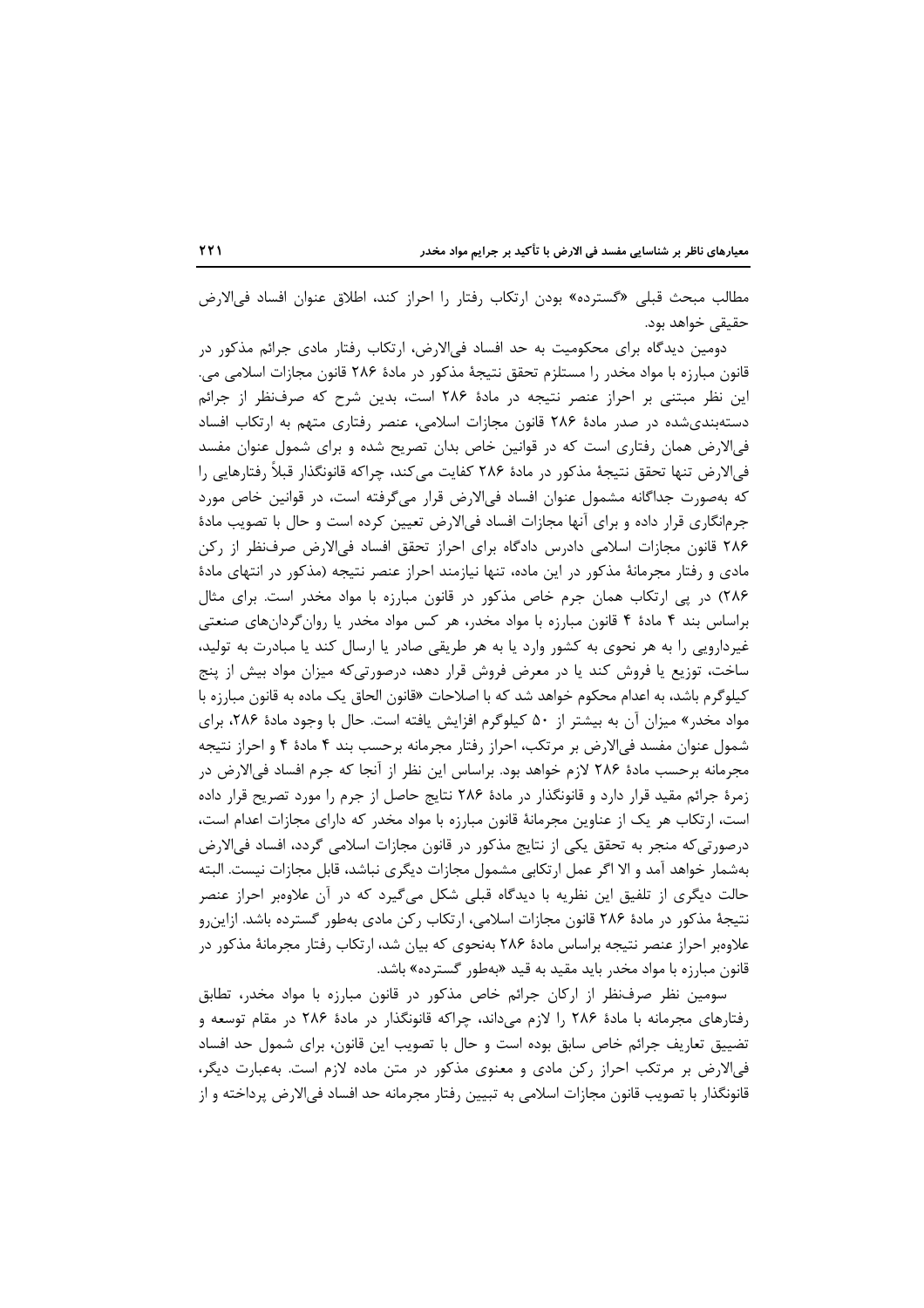مطالب مبحث قبلی «گسترده» بودن ارتکاب رفتار را احراز کند، اطلاق عنوان افساد فی‌الارض حقیقی خواهد بود.

دومین دیدگاه برای محکومیت به حد افساد فی‌الارض، ارتکاب رفتار مادی جرائم مذکور در قانون مبارزه با مواد مخدر را مستلزم تحقق نتیجهٔ مذکور در مادهٔ ۲۸۶ قانون مجازات اسلامی می. این نظر مبتنی بر احراز عنصر نتیجه در مادهٔ ۲۸۶ است، بدین شرح که صرف‌نظر از جرائم دسته‌بندی‌شده در صدر مادهٔ ۲۸۶ قانون مجازات اسلامی، عنصر رفتاری متهم به ارتکاب افساد فی‌الارض همان رفتاری است که در قوانین خاص بدان تصریح شده و برای شمول عنوان مفسد فی‌الارض تنها تحقق نتیجهٔ مذکور در مادهٔ ۲۸۶ کفایت می‌کند، چراکه قانونگذار قبلاً رفتارهایی را که به‌صورت جداگانه مشمول عنوان افساد فی‌الارض قرار می‌گرفته است، در قوانین خاص مورد جرم‌انگاری قرار داده و برای آنها مجازات افساد فی‌الارض تعیین کرده است و حال با تصویب مادهٔ ۲۸۶ قانون مجازات اسلامی دادرس دادگاه برای احراز تحقق افساد فی‌الارض صرف‌نظر از رکن مادی و رفتار مجرمانهٔ مذکور در این ماده، تنها نیازمند احراز عنصر نتیجه (مذکور در انتهای مادهٔ ۲۸۶) در پی ارتکاب همان جرم خاص مذکور در قانون مبارزه با مواد مخدر است. برای مثال براساس بند ۴ مادهٔ ۴ قانون مبارزه با مواد مخدر، هر کس مواد مخدر یا روان‌گردان‌های صنعتی غیردارویی را به هر نحوی به کشور وارد یا به هر طریقی صادر یا ارسال کند یا مبادرت به تولید، ساخت، توزیع یا فروش کند یا در معرض فروش قرار دهد، درصورتی‌که میزان مواد بیش از پنج کیلوگرم باشد، به اعدام محکوم خواهد شد که با اصلاحات «قانون الحاق یک ماده به قانون مبارزه با مواد مخدر» میزان آن به بیشتر از ۵۰ کیلوگرم افزایش یافته است. حال با وجود مادهٔ ۲۸۶، برای شمول عنوان مفسد فی‌الارض بر مرتکب، احراز رفتار مجرمانه برحسب بند ۴ مادهٔ ۴ و احراز نتیجه مجرمانه برحسب مادهٔ ۲۸۶ لازم خواهد بود. براساس این نظر از آنجا که جرم افساد فی‌الارض در زمرهٔ جرائم مقید قرار دارد و قانونگذار در مادهٔ ۲۸۶ نتایج حاصل از جرم را مورد تصریح قرار داده است، ارتکاب هر یک از عناوین مجرمانهٔ قانون مبارزه با مواد مخدر که دارای مجازات اعدام است، درصورتی‌که منجر به تحقق یکی از نتایج مذکور در قانون مجازات اسلامی گردد، افساد فی‌الارض به‌شمار خواهد آمد و الا اگر عمل ارتکابی مشمول مجازات دیگری نباشد، قابل مجازات نیست. البته حالت دیگری از تلفیق این نظریه با دیدگاه قبلی شکل می‌گیرد که در آن علاوه‌بر احراز عنصر نتیجهٔ مذکور در مادهٔ ۲۸۶ قانون مجازات اسلامی، ارتکاب رکن مادی به‌طور گسترده باشد. ازاین‌رو علاوه‌بر احراز عنصر نتیجه براساس مادهٔ ۲۸۶ به‌نحوی که بیان شد، ارتکاب رفتار مجرمانهٔ مذکور در قانون مبارزه با مواد مخدر باید مقید به قید «به‌طور گسترده» باشد.

سومین نظر صرف‌نظر از ارکان جرائم خاص مذکور در قانون مبارزه با مواد مخدر، تطابق رفتارهای مجرمانه با مادهٔ ۲۸۶ را لازم می‌داند، چراکه قانونگذار در مادهٔ ۲۸۶ در مقام توسعه و تضییق تعاریف جرائم خاص سابق بوده است و حال با تصویب این قانون، برای شمول حد افساد فی‌الارض بر مرتکب احراز رکن مادی و معنوی مذکور در متن ماده لازم است. به‌عبارت دیگر، قانونگذار با تصویب قانون مجازات اسلامی به تبیین رفتار مجرمانه حد افساد فی‌الارض پرداخته و از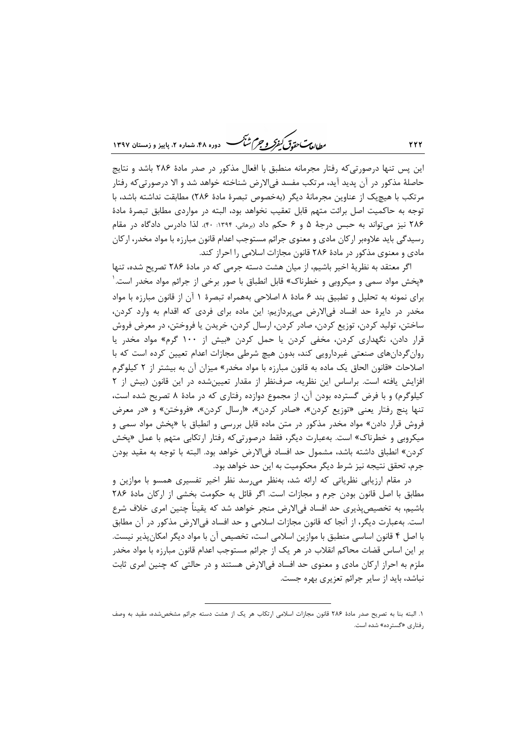این پس تنها درصورتی‌که رفتار مجرمانه منطبق با افعال مذکور در صدر مادهٔ ۲۸۶ باشد و نتایج حاصلهٔ مذکور در آن پدید آید، مرتکب مفسد فی‌الارض شناخته خواهد شد و الا درصورتی‌که رفتار مرتکب با هیچ‌یک از عناوین مجرمانهٔ دیگر (به‌خصوص تبصرهٔ مادهٔ ۲۸۶) مطابقت نداشته باشد، با توجه به حاکمیت اصل برائت متهم قابل تعقیب نخواهد بود، البته در مواردی مطابق تبصرهٔ مادهٔ ۲۸۶ نیز می‌تواند به حبس درجهٔ ۵ و ۶ حکم داد (برهانی، ۱۳۹۴: ۴۰). لذا دادرس دادگاه در مقام رسیدگی باید علاوه‌بر ارکان مادی و معنوی جرائم مستوجب اعدام قانون مبارزه با مواد مخدر، ارکان مادی و معنوی مذکور در مادهٔ ۲۸۶ قانون مجازات اسلامی را احراز کند.

اگر معتقد به نظریهٔ اخیر باشیم، از میان هشت دسته جرمی که در مادهٔ ۲۸۶ تصریح شده، تنها «پخش مواد سمی و میکروبی و خطرناک» قابل انطباق با صور برخی از جرائم مواد مخدر است.[1] برای نمونه به تحلیل و تطبیق بند ۶ مادهٔ ۸ اصلاحی به‌همراه تبصرهٔ ۱ آن از قانون مبارزه با مواد مخدر در دایرهٔ حد افساد فی‌الارض می‌پردازیم: این ماده برای فردی که اقدام به وارد کردن، ساختن، تولید کردن، توزیع کردن، صادر کردن، ارسال کردن، خریدن یا فروختن، در معرض فروش قرار دادن، نگهداری کردن، مخفی کردن یا حمل کردن «بیش از ۱۰۰ گرم» مواد مخدر یا روان‌گردان‌های صنعتی غیردارویی کند، بدون هیچ شرطی مجازات اعدام تعیین کرده است که با اصلاحات «قانون الحاق یک ماده به قانون مبارزه با مواد مخدر» میزان آن به بیشتر از ۲ کیلوگرم افزایش یافته است. براساس این نظریه، صرف‌نظر از مقدار تعیین‌شده در این قانون (بیش از ۲ کیلوگرم) و با فرض گسترده بودن آن، از مجموع دوازده رفتاری که در مادهٔ ۸ تصریح شده است، تنها پنج رفتار یعنی «توزیع کردن»، «صادر کردن»، «ارسال کردن»، «فروختن» و «در معرض فروش قرار دادن» مواد مخدر مذکور در متن ماده قابل بررسی و انطباق با «پخش مواد سمی و میکروبی و خطرناک» است. به‌عبارت دیگر، فقط درصورتی‌که رفتار ارتکابی متهم با عمل «پخش کردن» انطباق داشته باشد، مشمول حد افساد فی‌الارض خواهد بود. البته با توجه به مقید بودن جرم، تحقق نتیجه نیز شرط دیگر محکومیت به این حد خواهد بود.

در مقام ارزیابی نظریاتی که ارائه شد، به‌نظر می‌رسد نظر اخیر تفسیری همسو با موازین و مطابق با اصل قانون بودن جرم و مجازات است. اگر قائل به حکومت بخشی از ارکان مادهٔ ۲۸۶ باشیم، به تخصیص‌پذیری حد افساد فی‌الارض منجر خواهد شد که یقیناً چنین امری خلاف شرع است. به‌عبارت دیگر، از آنجا که قانون مجازات اسلامی و حد افساد فی‌الارض مذکور در آن مطابق با اصل ۴ قانون اساسی منطبق با موازین اسلامی است، تخصیص آن با مواد دیگر امکان‌پذیر نیست. بر این اساس قضات محاکم انقلاب در هر یک از جرائم مستوجب اعدام قانون مبارزه با مواد مخدر ملزم به احراز ارکان مادی و معنوی حد افساد فی‌الارض هستند و در حالتی که چنین امری ثابت نباشد، باید از سایر جرائم تعزیری بهره جست.

---

۱. البته بنا به تصریح صدر مادهٔ ۲۸۶ قانون مجازات اسلامی ارتکاب هر یک از هشت دسته جرائم مشخص‌شده، مقید به وصف رفتاری «گسترده» شده است.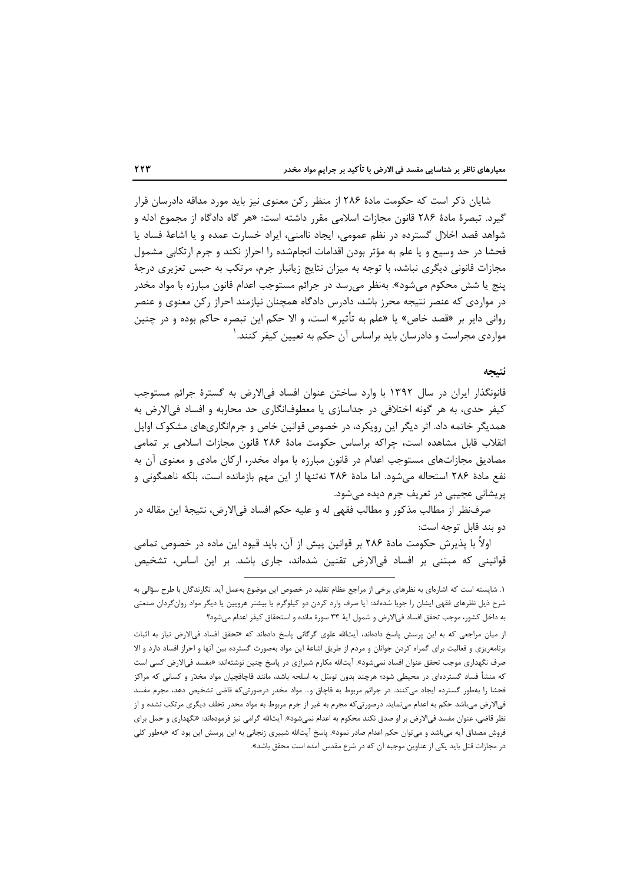شایان ذکر است که حکومت مادهٔ ۲۸۶ از منظر رکن معنوی نیز باید مورد مداقه دادرسان قرار گیرد. تبصرهٔ مادهٔ ۲۸۶ قانون مجازات اسلامی مقرر داشته است: «هر گاه دادگاه از مجموع ادله و شواهد قصد اخلال گسترده در نظم عمومی، ایجاد ناامنی، ایراد خسارت عمده و یا اشاعهٔ فساد یا فحشا در حد وسیع و یا علم به مؤثر بودن اقدامات انجام‌شده را احراز نکند و جرم ارتکابی مشمول مجازات قانونی دیگری نباشد، با توجه به میزان نتایج زیانبار جرم، مرتکب به حبس تعزیری درجهٔ پنج یا شش محکوم می‌شود». به‌نظر می‌رسد در جرائم مستوجب اعدام قانون مبارزه با مواد مخدر در مواردی که عنصر نتیجه محرز باشد، دادرس دادگاه همچنان نیازمند احراز رکن معنوی و عنصر روانی دایر بر «قصد خاص» یا «علم به تأثیر» است، و الا حکم این تبصره حاکم بوده و در چنین مواردی مجراست و دادرسان باید براساس آن حکم به تعیین کیفر کنند.[۱]

## نتیجه

قانونگذار ایران در سال ۱۳۹۲ با وارد ساختن عنوان افساد فی‌الارض به گسترهٔ جرائم مستوجب کیفر حدی، به هر گونه اختلافی در جداسازی یا معطوف‌انگاری حد محاربه و افساد فی‌الارض به همدیگر خاتمه داد. اثر دیگر این رویکرد، در خصوص قوانین خاص و جرم‌انگاری‌های مشکوک اوایل انقلاب قابل مشاهده است، چراکه براساس حکومت مادهٔ ۲۸۶ قانون مجازات اسلامی بر تمامی مصادیق مجازات‌های مستوجب اعدام در قانون مبارزه با مواد مخدر، ارکان مادی و معنوی آن به نفع مادهٔ ۲۸۶ استحاله می‌شود. اما مادهٔ ۲۸۶ نه‌تنها از این مهم بازمانده است، بلکه ناهمگونی و پریشانی عجیبی در تعریف جرم دیده می‌شود.

صرف‌نظر از مطالب مذکور و مطالب فقهی له و علیه حکم افساد فی‌الارض، نتیجهٔ این مقاله در دو بند قابل توجه است:

اولاً با پذیرش حکومت مادهٔ ۲۸۶ بر قوانین پیش از آن، باید قیود این ماده در خصوص تمامی قوانینی که مبتنی بر افساد فی‌الارض تقنین شده‌اند، جاری باشد. بر این اساس، تشخیص

---

۱. شایسته است که اشاره‌ای به نظرهای برخی از مراجع عظام تقلید در خصوص این موضوع به‌عمل آید. نگارندگان با طرح سؤالی به شرح ذیل نظرهای فقهی ایشان را جویا شده‌اند: آیا صرف وارد کردن دو کیلوگرم یا بیشتر هرویین یا دیگر مواد روان‌گردان صنعتی به داخل کشور، موجب تحقق افساد فی‌الارض و شمول آیهٔ ۳۳ سورهٔ مائده و استحقاق کیفر اعدام می‌شود؟

از میان مراجعی که به این پرسش پاسخ داده‌اند، آیت‌الله علوی گرگانی پاسخ داده‌اند که «تحقق افساد فی‌الارض نیاز به اثبات برنامه‌ریزی و فعالیت برای گمراه کردن جوانان و مردم از طریق اشاعهٔ این مواد به‌صورت گسترده بین آنها و احراز افساد دارد و الا صرف نگهداری موجب تحقق عنوان افساد نمی‌شود». آیت‌الله مکارم شیرازی در پاسخ چنین نوشته‌اند: «مفسد فی‌الارض کسی است که منشأ فساد گسترده‌ای در محیطی شود؛ هرچند بدون توسل به اسلحه باشد، مانند قاچاقچیان مواد مخدّر و کسانی که مراکز فحشا را به‌طور گسترده ایجاد می‌کنند. در جرائم مربوط به قاچاق و... مواد مخدر درصورتی‌که قاضی تشخیص دهد، مجرم مفسد فی‌الارض می‌باشد حکم به اعدام می‌نماید. درصورتی‌که مجرم به غیر از جرم مربوط به مواد مخدر تخلف دیگری مرتکب نشده و از نظر قاضی، عنوان مفسد فی‌الارض بر او صدق نکند محکوم به اعدام نمی‌شود». آیت‌الله گرامی نیز فرموده‌اند: «نگهداری و حمل برای فروش مصداق آیه می‌باشد و می‌توان حکم اعدام صادر نمود». پاسخ آیت‌الله شبیری زنجانی به این پرسش این بود که «به‌طور کلی در مجازات قتل باید یکی از عناوین موجبه آن که در شرع مقدس آمده است محقق باشد».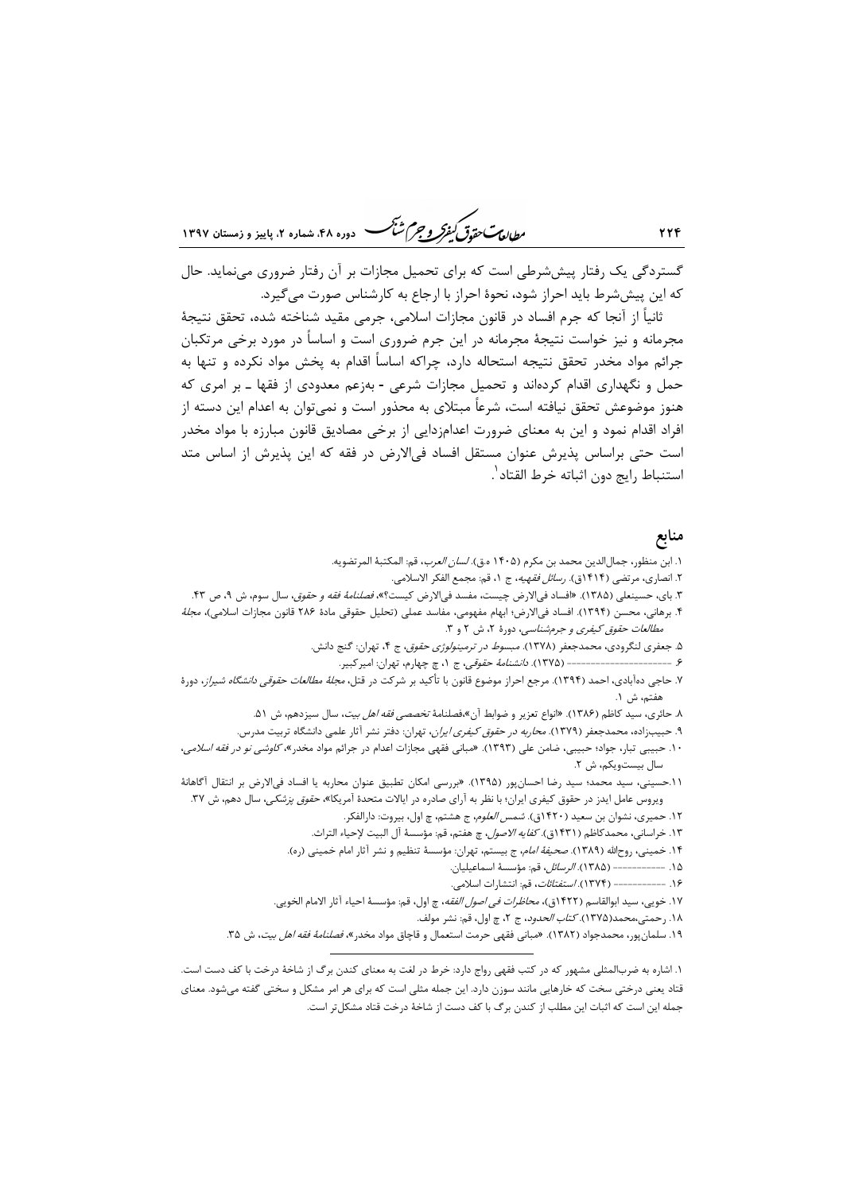گستردگی یک رفتار پیش‌شرطی است که برای تحمیل مجازات بر آن رفتار ضروری می‌نماید. حال که این پیش‌شرط باید احراز شود، نحوهٔ احراز با ارجاع به کارشناس صورت می‌گیرد.

ثانیاً از آنجا که جرم افساد در قانون مجازات اسلامی، جرمی مقید شناخته شده، تحقق نتیجهٔ مجرمانه و نیز خواست نتیجهٔ مجرمانه در این جرم ضروری است و اساساً در مورد برخی مرتکبان جرائم مواد مخدر تحقق نتیجه استحاله دارد، چراکه اساساً اقدام به پخش مواد نکرده و تنها به حمل و نگهداری اقدام کرده‌اند و تحمیل مجازات شرعی - به‌زعم معدودی از فقها ـ بر امری که هنوز موضوعش تحقق نیافته است، شرعاً مبتلای به محذور است و نمی‌توان به اعدام این دسته از افراد اقدام نمود و این به معنای ضرورت اعدام‌زدایی از برخی مصادیق قانون مبارزه با مواد مخدر است حتی براساس پذیرش عنوان مستقل افساد فی‌الارض در فقه که این پذیرش از اساس متد استنباط رایج دون اثباته خرط القتاد[1].

## منابع

۱. ابن منظور، جمال‌الدین محمد بن مکرم (۱۴۰۵ ه.ق). *لسان العرب*، قم: المکتبهٔ المرتضویه.

۲. انصاری، مرتضی (۱۴۱۴ق). *رسائل فقهیه*، ج ۱، قم: مجمع الفکر الاسلامی.

۳. بای، حسینعلی (۱۳۸۵). «افساد فی‌الارض چیست، مفسد فی‌الارض کیست؟»، *فصلنامهٔ فقه و حقوق*، سال سوم، ش ۹، ص ۴۳.

۴. برهانی، محسن (۱۳۹۴). افساد فی‌الارض؛ ابهام مفهومی، مفاسد عملی (تحلیل حقوقی مادهٔ ۲۸۶ قانون مجازات اسلامی)، *مجلهٔ مطالعات حقوق کیفری و جرم‌شناسی*، دورهٔ ۲، ش ۲ و ۳.

۵. جعفری لنگرودی، محمدجعفر (۱۳۷۸). *مبسوط در ترمینولوژی حقوق*، ج ۴، تهران: گنج دانش.

۶. ---------------------- (۱۳۷۵). *دانشنامهٔ حقوقی*، ج ۱، چ چهارم، تهران: امیرکبیر.

۷. حاجی ده‌آبادی، احمد (۱۳۹۴). مرجع احراز موضوع قانون با تأکید بر شرکت در قتل، *مجلهٔ مطالعات حقوقی دانشگاه شیراز*، دورهٔ هفتم، ش ۱.

۸. حائری، سید کاظم (۱۳۸۶). «انواع تعزیر و ضوابط آن»،فصلنامهٔ *تخصصی فقه اهل بیت*، سال سیزدهم، ش ۵۱.

۹. حبیب‌زاده، محمدجعفر (۱۳۷۹). *محاربه در حقوق کیفری ایران*، تهران: دفتر نشر آثار علمی دانشگاه تربیت مدرس.

۱۰. حبیبی تبار، جواد؛ حبیبی، ضامن علی (۱۳۹۳). «مبانی فقهی مجازات اعدام در جرائم مواد مخدر»، *کاوشی نو در فقه اسلامی*، سال بیست‌ویکم، ش ۲.

۱۱.حسینی، سید محمد؛ سید رضا احسان‌پور (۱۳۹۵). «بررسی امکان تطبیق عنوان محاربه یا افساد فی‌الارض بر انتقال آگاهانهٔ ویروس عامل ایدز در حقوق کیفری ایران؛ با نظر به آرای صادره در ایالات متحدهٔ آمریکا»، *حقوق پزشکی*، سال دهم، ش ۳۷.

۱۲. حمیری، نشوان بن سعید (۱۴۲۰ق). *شمس العلوم*، چ هشتم، چ اول، بیروت: دارالفکر.

۱۳. خراسانی، محمدکاظم (۱۴۳۱ق). *کفایه الاصول*، چ هفتم، قم: مؤسسهٔ آل البیت لإحیاء التراث.

۱۴. خمینی، روح‌الله (۱۳۸۹). *صحیفهٔ امام*، ج بیستم، تهران: مؤسسهٔ تنظیم و نشر آثار امام خمینی (ره).

۱۵. ---------- (۱۳۸۵). *الرسائل*، قم: مؤسسهٔ اسماعیلیان.

۱۶. ---------- (۱۳۷۴). *استفتائات*، قم: انتشارات اسلامی.

۱۷. خویی، سید ابوالقاسم (۱۴۲۲ق)، *محاظرات فی اصول الفقه*، چ اول، قم: مؤسسهٔ احیاء آثار الامام الخویی.

۱۸. رحمتی،محمد(۱۳۷۵). *کتاب الحدود*، ج ۲، چ اول، قم: نشر مولف.

۱۹. سلمان‌پور، محمدجواد (۱۳۸۲). «مبانی فقهی حرمت استعمال و قاچاق مواد مخدر»، *فصلنامهٔ فقه اهل بیت*، ش ۳۵.

---

[1] اشاره به ضرب‌المثلی مشهور که در کتب فقهی رواج دارد: خرط در لغت به معنای کندن برگ از شاخهٔ درخت با کف دست است. قتاد یعنی درختی سخت که خارهایی مانند سوزن دارد. این جمله مثلی است که برای هر امر مشکل و سختی گفته می‌شود. معنای جمله این است که اثبات این مطلب از کندن برگ با کف دست از شاخهٔ درخت قتاد مشکل‌تر است.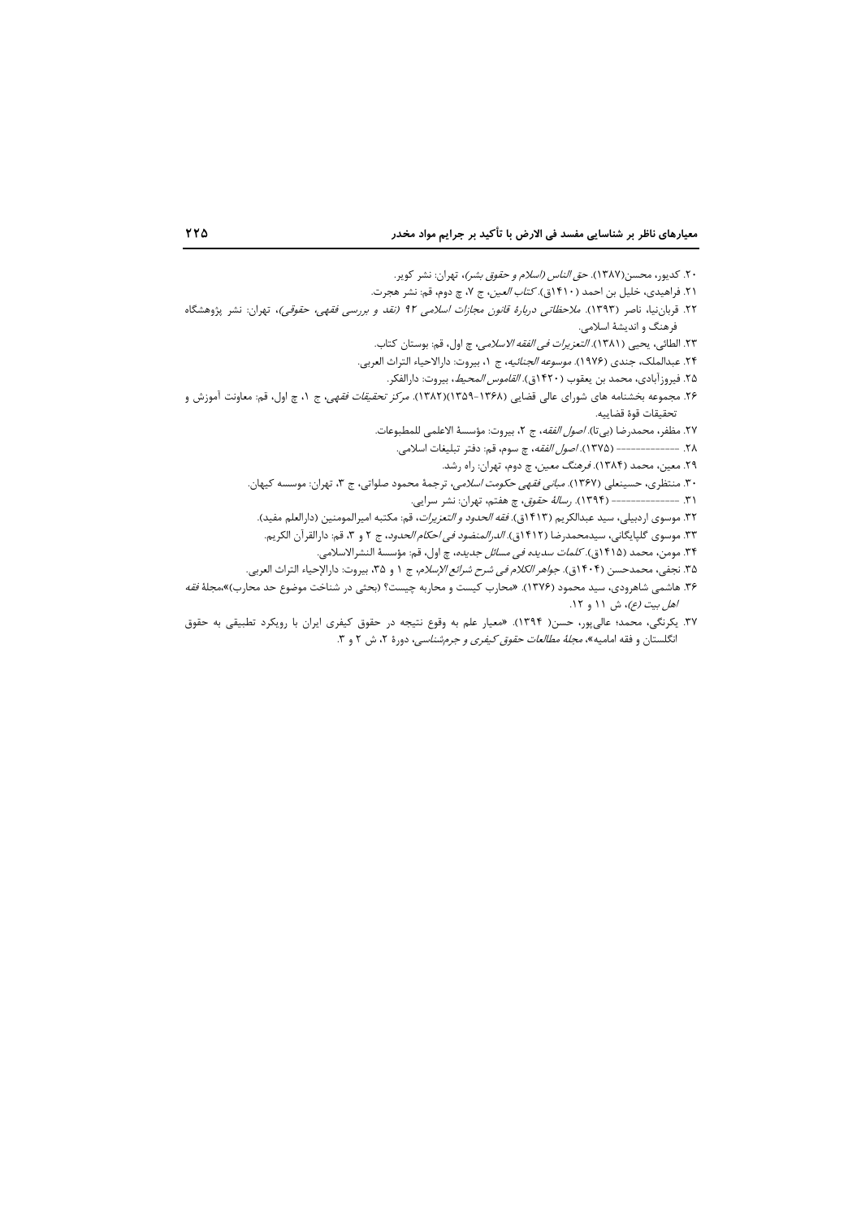۲۰. کدیور، محسن(۱۳۸۷). *حق الناس (اسلام و حقوق بشر)*، تهران: نشر کویر.

۲۱. فراهیدی، خلیل بن احمد (۱۴۱۰ق). *کتاب العین*، ج ۷، چ دوم، قم: نشر هجرت.

۲۲. قربان‌نیا، ناصر (۱۳۹۳). *ملاحظاتی دربارهٔ قانون مجازات اسلامی ۹۲ (نقد و بررسی فقهی، حقوقی)*، تهران: نشر پژوهشگاه فرهنگ و اندیشهٔ اسلامی.

۲۳. الطائی، یحیی (۱۳۸۱). *التعزیرات فی الفقه الاسلامی*، چ اول، قم: بوستان کتاب.

۲۴. عبدالملک، جندی (۱۹۷۶). *موسوعه الجنائیه*، ج ۱، بیروت: دارالاحیاء التراث العربی.

۲۵. فیروزآبادی، محمد بن یعقوب (۱۴۲۰ق). *القاموس المحیط*، بیروت: دارالفکر.

۲۶. مجموعه بخشنامه های شورای عالی قضایی (۱۳۶۸-۱۳۵۹)(۱۳۸۲). *مرکز تحقیقات فقهی*، ج ۱، چ اول، قم: معاونت آموزش و تحقیقات قوهٔ قضاییه.

۲۷. مظفر، محمدرضا (بی‌تا). *اصول الفقه*، ج ۲، بیروت: مؤسسهٔ الاعلمی للمطبوعات.

۲۸. ------------- (۱۳۷۵). *اصول الفقه*، چ سوم، قم: دفتر تبلیغات اسلامی.

۲۹. معین، محمد (۱۳۸۴). *فرهنگ معین*، چ دوم، تهران: راه رشد.

۳۰. منتظری، حسینعلی (۱۳۶۷). *مبانی فقهی حکومت اسلامی*، ترجمهٔ محمود صلواتی، ج ۳، تهران: موسسه کیهان.

۳۱. -------------- (۱۳۹۴). *رسالهٔ حقوق*، چ هفتم، تهران: نشر سرایی.

۳۲. موسوی اردبیلی، سید عبدالکریم (۱۴۱۳ق). *فقه الحدود و التعزیرات*، قم: مکتبه امیرالمومنین (دارالعلم مفید).

۳۳. موسوی گلپایگانی، سیدمحمدرضا (۱۴۱۲ق). *الدرالمنضود فی احکام الحدود*، ج ۲ و ۳، قم: دارالقرآن الکریم.

۳۴. مومن، محمد (۱۴۱۵ق). *کلمات سدیده فی مسائل جدیده*، چ اول، قم: مؤسسهٔ النشرالاسلامی.

۳۵. نجفی، محمدحسن (۱۴۰۴ق). *جواهر الکلام فی شرح شرائع الإسلام*، ج ۱ و ۳۵، بیروت: دارالإحیاء التراث العربی.

۳۶. هاشمی شاهرودی، سید محمود (۱۳۷۶). «محارب کیست و محاربه چیست؟ (بحثی در شناخت موضوع حد محارب)»،مجلهٔ *فقه اهل بیت (ع)*، ش ۱۱ و ۱۲.

۳۷. یکرنگی، محمد؛ عالی‌پور، حسن( ۱۳۹۴). «معیار علم به وقوع نتیجه در حقوق کیفری ایران با رویکرد تطبیقی به حقوق انگلستان و فقه امامیه»، *مجلهٔ مطالعات حقوق کیفری و جرم‌شناسی*، دورهٔ ۲، ش ۲ و ۳.